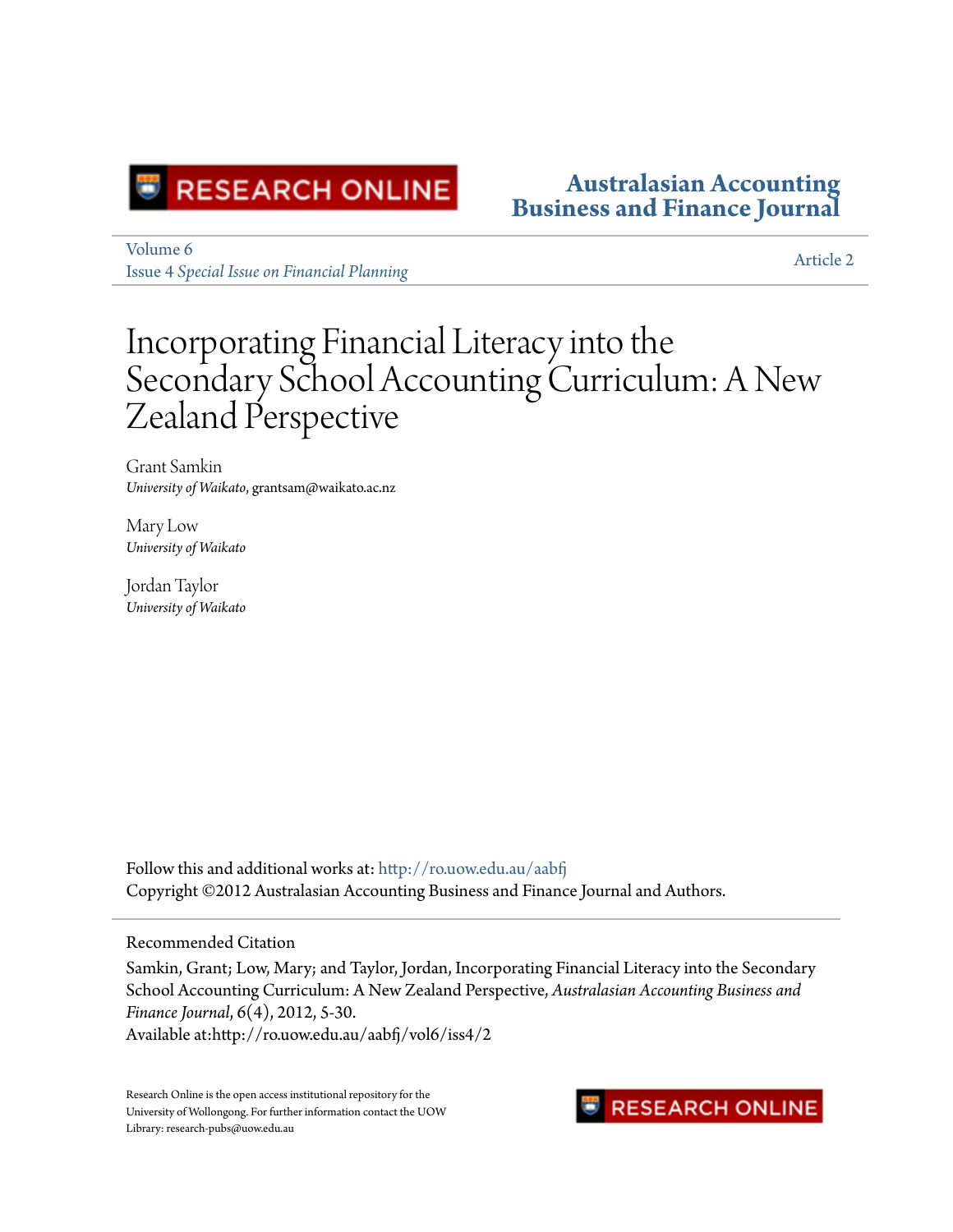RESEARCH ONLINE

**Australasian Accounting Business and Finance Journal**

Volume 6
Issue 4 *Special Issue on Financial Planning*

Article 2

# Incorporating Financial Literacy into the Secondary School Accounting Curriculum: A New Zealand Perspective

Grant Samkin
*University of Waikato*, grantsam@waikato.ac.nz

Mary Low
*University of Waikato*

Jordan Taylor
*University of Waikato*

Follow this and additional works at: http://ro.uow.edu.au/aabfj
Copyright ©2012 Australasian Accounting Business and Finance Journal and Authors.

Recommended Citation

Samkin, Grant; Low, Mary; and Taylor, Jordan, Incorporating Financial Literacy into the Secondary School Accounting Curriculum: A New Zealand Perspective, *Australasian Accounting Business and Finance Journal*, 6(4), 2012, 5-30.
Available at:http://ro.uow.edu.au/aabfj/vol6/iss4/2

Research Online is the open access institutional repository for the University of Wollongong. For further information contact the UOW Library: research-pubs@uow.edu.au

RESEARCH ONLINE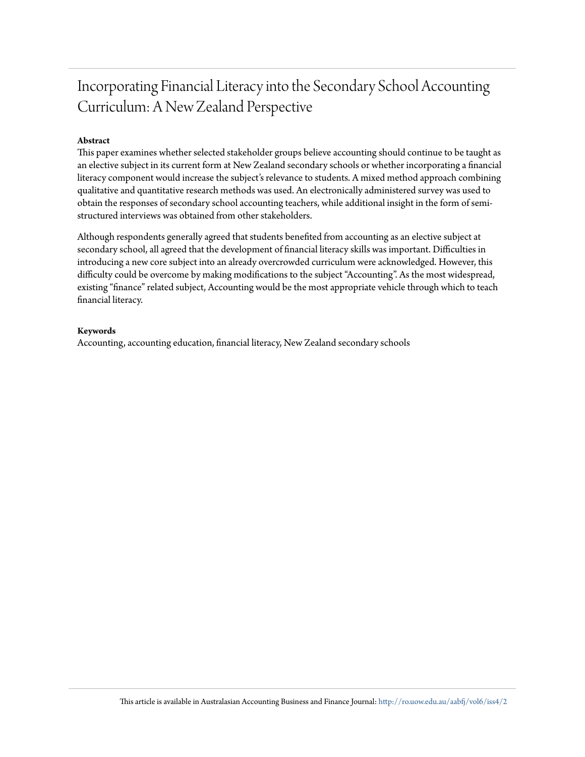# Incorporating Financial Literacy into the Secondary School Accounting Curriculum: A New Zealand Perspective

**Abstract**

This paper examines whether selected stakeholder groups believe accounting should continue to be taught as an elective subject in its current form at New Zealand secondary schools or whether incorporating a financial literacy component would increase the subject's relevance to students. A mixed method approach combining qualitative and quantitative research methods was used. An electronically administered survey was used to obtain the responses of secondary school accounting teachers, while additional insight in the form of semi-structured interviews was obtained from other stakeholders.

Although respondents generally agreed that students benefited from accounting as an elective subject at secondary school, all agreed that the development of financial literacy skills was important. Difficulties in introducing a new core subject into an already overcrowded curriculum were acknowledged. However, this difficulty could be overcome by making modifications to the subject "Accounting". As the most widespread, existing "finance" related subject, Accounting would be the most appropriate vehicle through which to teach financial literacy.

**Keywords**

Accounting, accounting education, financial literacy, New Zealand secondary schools

This article is available in Australasian Accounting Business and Finance Journal: http://ro.uow.edu.au/aabfj/vol6/iss4/2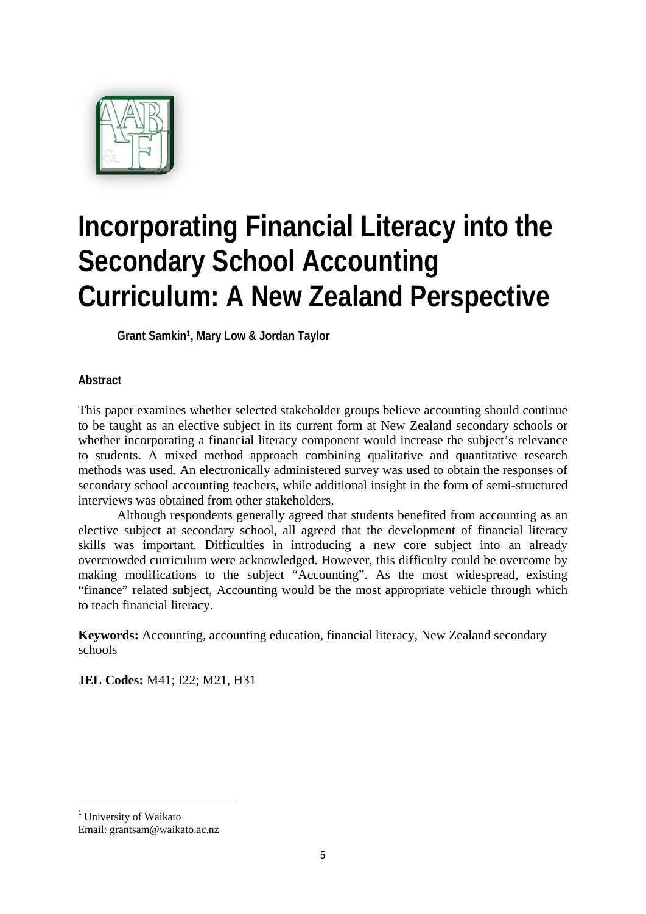# Incorporating Financial Literacy into the Secondary School Accounting Curriculum: A New Zealand Perspective

**Grant Samkin[1], Mary Low & Jordan Taylor**

### Abstract

This paper examines whether selected stakeholder groups believe accounting should continue to be taught as an elective subject in its current form at New Zealand secondary schools or whether incorporating a financial literacy component would increase the subject's relevance to students. A mixed method approach combining qualitative and quantitative research methods was used. An electronically administered survey was used to obtain the responses of secondary school accounting teachers, while additional insight in the form of semi-structured interviews was obtained from other stakeholders.

Although respondents generally agreed that students benefited from accounting as an elective subject at secondary school, all agreed that the development of financial literacy skills was important. Difficulties in introducing a new core subject into an already overcrowded curriculum were acknowledged. However, this difficulty could be overcome by making modifications to the subject "Accounting". As the most widespread, existing "finance" related subject, Accounting would be the most appropriate vehicle through which to teach financial literacy.

**Keywords:** Accounting, accounting education, financial literacy, New Zealand secondary schools

**JEL Codes:** M41; I22; M21, H31

---

[1] University of Waikato
Email: grantsam@waikato.ac.nz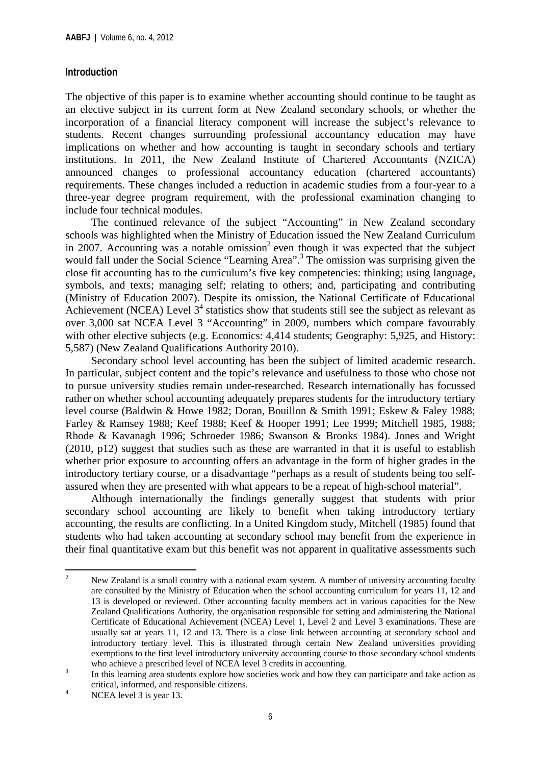## Introduction

The objective of this paper is to examine whether accounting should continue to be taught as an elective subject in its current form at New Zealand secondary schools, or whether the incorporation of a financial literacy component will increase the subject's relevance to students. Recent changes surrounding professional accountancy education may have implications on whether and how accounting is taught in secondary schools and tertiary institutions. In 2011, the New Zealand Institute of Chartered Accountants (NZICA) announced changes to professional accountancy education (chartered accountants) requirements. These changes included a reduction in academic studies from a four-year to a three-year degree program requirement, with the professional examination changing to include four technical modules.

The continued relevance of the subject "Accounting" in New Zealand secondary schools was highlighted when the Ministry of Education issued the New Zealand Curriculum in 2007. Accounting was a notable omission[2] even though it was expected that the subject would fall under the Social Science "Learning Area".[3] The omission was surprising given the close fit accounting has to the curriculum's five key competencies: thinking; using language, symbols, and texts; managing self; relating to others; and, participating and contributing (Ministry of Education 2007). Despite its omission, the National Certificate of Educational Achievement (NCEA) Level 3[4] statistics show that students still see the subject as relevant as over 3,000 sat NCEA Level 3 "Accounting" in 2009, numbers which compare favourably with other elective subjects (e.g. Economics: 4,414 students; Geography: 5,925, and History: 5,587) (New Zealand Qualifications Authority 2010).

Secondary school level accounting has been the subject of limited academic research. In particular, subject content and the topic's relevance and usefulness to those who chose not to pursue university studies remain under-researched. Research internationally has focussed rather on whether school accounting adequately prepares students for the introductory tertiary level course (Baldwin & Howe 1982; Doran, Bouillon & Smith 1991; Eskew & Faley 1988; Farley & Ramsey 1988; Keef 1988; Keef & Hooper 1991; Lee 1999; Mitchell 1985, 1988; Rhode & Kavanagh 1996; Schroeder 1986; Swanson & Brooks 1984). Jones and Wright (2010, p12) suggest that studies such as these are warranted in that it is useful to establish whether prior exposure to accounting offers an advantage in the form of higher grades in the introductory tertiary course, or a disadvantage "perhaps as a result of students being too self-assured when they are presented with what appears to be a repeat of high-school material".

Although internationally the findings generally suggest that students with prior secondary school accounting are likely to benefit when taking introductory tertiary accounting, the results are conflicting. In a United Kingdom study, Mitchell (1985) found that students who had taken accounting at secondary school may benefit from the experience in their final quantitative exam but this benefit was not apparent in qualitative assessments such

---

[2] New Zealand is a small country with a national exam system. A number of university accounting faculty are consulted by the Ministry of Education when the school accounting curriculum for years 11, 12 and 13 is developed or reviewed. Other accounting faculty members act in various capacities for the New Zealand Qualifications Authority, the organisation responsible for setting and administering the National Certificate of Educational Achievement (NCEA) Level 1, Level 2 and Level 3 examinations. These are usually sat at years 11, 12 and 13. There is a close link between accounting at secondary school and introductory tertiary level. This is illustrated through certain New Zealand universities providing exemptions to the first level introductory university accounting course to those secondary school students who achieve a prescribed level of NCEA level 3 credits in accounting.

[3] In this learning area students explore how societies work and how they can participate and take action as critical, informed, and responsible citizens.

[4] NCEA level 3 is year 13.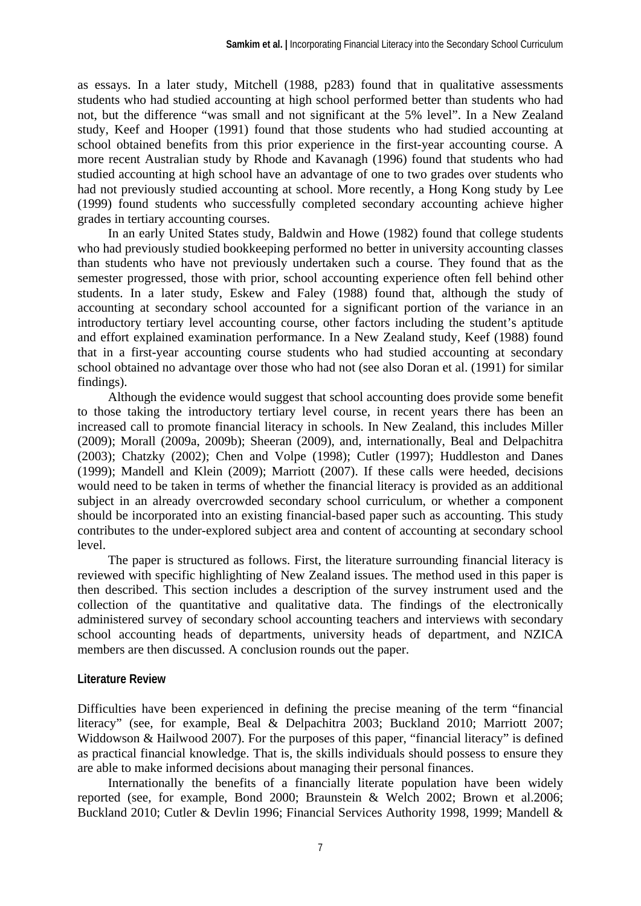as essays. In a later study, Mitchell (1988, p283) found that in qualitative assessments students who had studied accounting at high school performed better than students who had not, but the difference "was small and not significant at the 5% level". In a New Zealand study, Keef and Hooper (1991) found that those students who had studied accounting at school obtained benefits from this prior experience in the first-year accounting course. A more recent Australian study by Rhode and Kavanagh (1996) found that students who had studied accounting at high school have an advantage of one to two grades over students who had not previously studied accounting at school. More recently, a Hong Kong study by Lee (1999) found students who successfully completed secondary accounting achieve higher grades in tertiary accounting courses.

In an early United States study, Baldwin and Howe (1982) found that college students who had previously studied bookkeeping performed no better in university accounting classes than students who have not previously undertaken such a course. They found that as the semester progressed, those with prior, school accounting experience often fell behind other students. In a later study, Eskew and Faley (1988) found that, although the study of accounting at secondary school accounted for a significant portion of the variance in an introductory tertiary level accounting course, other factors including the student's aptitude and effort explained examination performance. In a New Zealand study, Keef (1988) found that in a first-year accounting course students who had studied accounting at secondary school obtained no advantage over those who had not (see also Doran et al. (1991) for similar findings).

Although the evidence would suggest that school accounting does provide some benefit to those taking the introductory tertiary level course, in recent years there has been an increased call to promote financial literacy in schools. In New Zealand, this includes Miller (2009); Morall (2009a, 2009b); Sheeran (2009), and, internationally, Beal and Delpachitra (2003); Chatzky (2002); Chen and Volpe (1998); Cutler (1997); Huddleston and Danes (1999); Mandell and Klein (2009); Marriott (2007). If these calls were heeded, decisions would need to be taken in terms of whether the financial literacy is provided as an additional subject in an already overcrowded secondary school curriculum, or whether a component should be incorporated into an existing financial-based paper such as accounting. This study contributes to the under-explored subject area and content of accounting at secondary school level.

The paper is structured as follows. First, the literature surrounding financial literacy is reviewed with specific highlighting of New Zealand issues. The method used in this paper is then described. This section includes a description of the survey instrument used and the collection of the quantitative and qualitative data. The findings of the electronically administered survey of secondary school accounting teachers and interviews with secondary school accounting heads of departments, university heads of department, and NZICA members are then discussed. A conclusion rounds out the paper.

## Literature Review

Difficulties have been experienced in defining the precise meaning of the term "financial literacy" (see, for example, Beal & Delpachitra 2003; Buckland 2010; Marriott 2007; Widdowson & Hailwood 2007). For the purposes of this paper, "financial literacy" is defined as practical financial knowledge. That is, the skills individuals should possess to ensure they are able to make informed decisions about managing their personal finances.

Internationally the benefits of a financially literate population have been widely reported (see, for example, Bond 2000; Braunstein & Welch 2002; Brown et al.2006; Buckland 2010; Cutler & Devlin 1996; Financial Services Authority 1998, 1999; Mandell &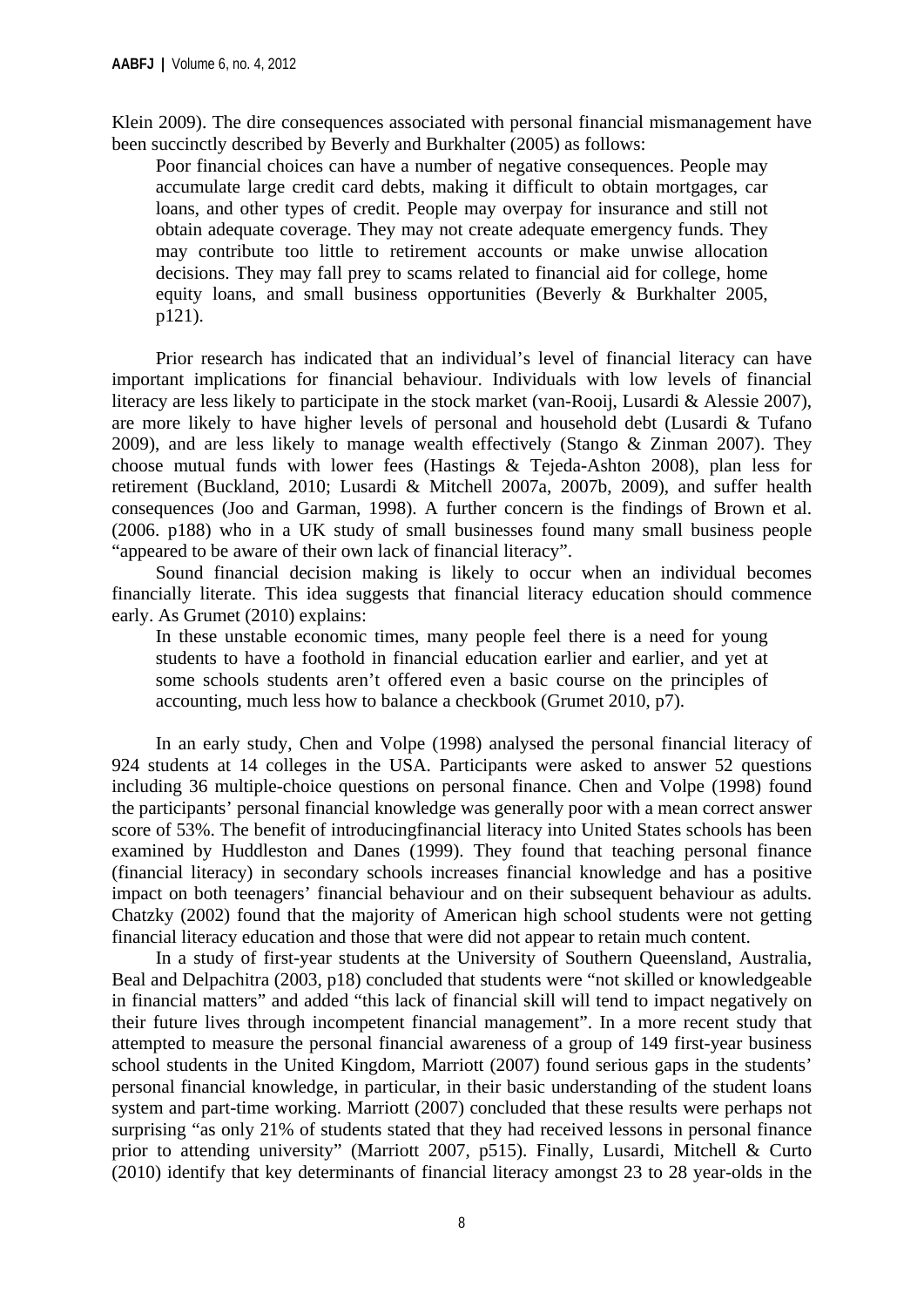Klein 2009). The dire consequences associated with personal financial mismanagement have been succinctly described by Beverly and Burkhalter (2005) as follows:

> Poor financial choices can have a number of negative consequences. People may accumulate large credit card debts, making it difficult to obtain mortgages, car loans, and other types of credit. People may overpay for insurance and still not obtain adequate coverage. They may not create adequate emergency funds. They may contribute too little to retirement accounts or make unwise allocation decisions. They may fall prey to scams related to financial aid for college, home equity loans, and small business opportunities (Beverly & Burkhalter 2005, p121).

Prior research has indicated that an individual's level of financial literacy can have important implications for financial behaviour. Individuals with low levels of financial literacy are less likely to participate in the stock market (van-Rooij, Lusardi & Alessie 2007), are more likely to have higher levels of personal and household debt (Lusardi & Tufano 2009), and are less likely to manage wealth effectively (Stango & Zinman 2007). They choose mutual funds with lower fees (Hastings & Tejeda-Ashton 2008), plan less for retirement (Buckland, 2010; Lusardi & Mitchell 2007a, 2007b, 2009), and suffer health consequences (Joo and Garman, 1998). A further concern is the findings of Brown et al. (2006. p188) who in a UK study of small businesses found many small business people "appeared to be aware of their own lack of financial literacy".

Sound financial decision making is likely to occur when an individual becomes financially literate. This idea suggests that financial literacy education should commence early. As Grumet (2010) explains:

> In these unstable economic times, many people feel there is a need for young students to have a foothold in financial education earlier and earlier, and yet at some schools students aren't offered even a basic course on the principles of accounting, much less how to balance a checkbook (Grumet 2010, p7).

In an early study, Chen and Volpe (1998) analysed the personal financial literacy of 924 students at 14 colleges in the USA. Participants were asked to answer 52 questions including 36 multiple-choice questions on personal finance. Chen and Volpe (1998) found the participants' personal financial knowledge was generally poor with a mean correct answer score of 53%. The benefit of introducingfinancial literacy into United States schools has been examined by Huddleston and Danes (1999). They found that teaching personal finance (financial literacy) in secondary schools increases financial knowledge and has a positive impact on both teenagers' financial behaviour and on their subsequent behaviour as adults. Chatzky (2002) found that the majority of American high school students were not getting financial literacy education and those that were did not appear to retain much content.

In a study of first-year students at the University of Southern Queensland, Australia, Beal and Delpachitra (2003, p18) concluded that students were "not skilled or knowledgeable in financial matters" and added "this lack of financial skill will tend to impact negatively on their future lives through incompetent financial management". In a more recent study that attempted to measure the personal financial awareness of a group of 149 first-year business school students in the United Kingdom, Marriott (2007) found serious gaps in the students' personal financial knowledge, in particular, in their basic understanding of the student loans system and part-time working. Marriott (2007) concluded that these results were perhaps not surprising "as only 21% of students stated that they had received lessons in personal finance prior to attending university" (Marriott 2007, p515). Finally, Lusardi, Mitchell & Curto (2010) identify that key determinants of financial literacy amongst 23 to 28 year-olds in the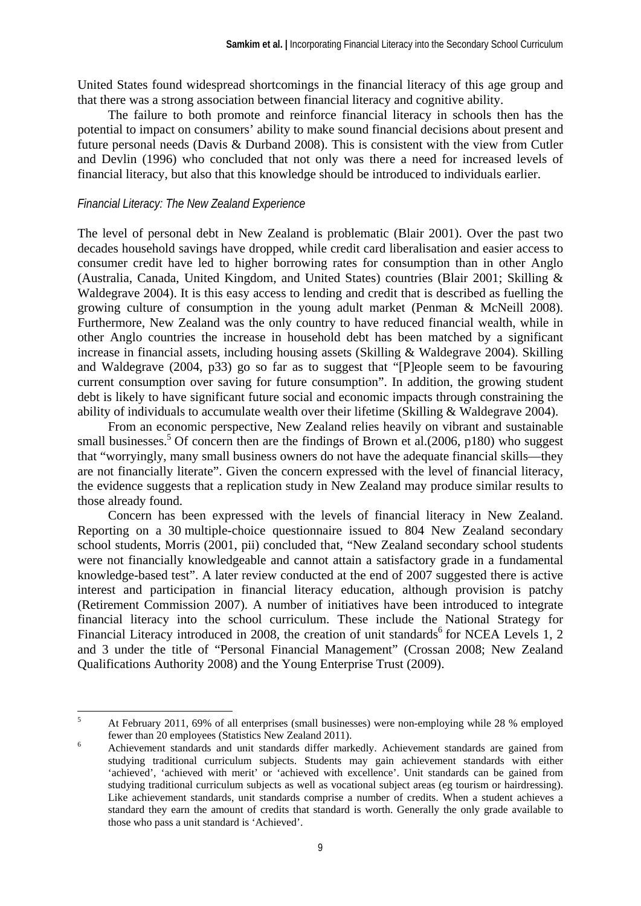United States found widespread shortcomings in the financial literacy of this age group and that there was a strong association between financial literacy and cognitive ability.

The failure to both promote and reinforce financial literacy in schools then has the potential to impact on consumers' ability to make sound financial decisions about present and future personal needs (Davis & Durband 2008). This is consistent with the view from Cutler and Devlin (1996) who concluded that not only was there a need for increased levels of financial literacy, but also that this knowledge should be introduced to individuals earlier.

*Financial Literacy: The New Zealand Experience*

The level of personal debt in New Zealand is problematic (Blair 2001). Over the past two decades household savings have dropped, while credit card liberalisation and easier access to consumer credit have led to higher borrowing rates for consumption than in other Anglo (Australia, Canada, United Kingdom, and United States) countries (Blair 2001; Skilling & Waldegrave 2004). It is this easy access to lending and credit that is described as fuelling the growing culture of consumption in the young adult market (Penman & McNeill 2008). Furthermore, New Zealand was the only country to have reduced financial wealth, while in other Anglo countries the increase in household debt has been matched by a significant increase in financial assets, including housing assets (Skilling & Waldegrave 2004). Skilling and Waldegrave (2004, p33) go so far as to suggest that "[P]eople seem to be favouring current consumption over saving for future consumption". In addition, the growing student debt is likely to have significant future social and economic impacts through constraining the ability of individuals to accumulate wealth over their lifetime (Skilling & Waldegrave 2004).

From an economic perspective, New Zealand relies heavily on vibrant and sustainable small businesses.[5] Of concern then are the findings of Brown et al.(2006, p180) who suggest that "worryingly, many small business owners do not have the adequate financial skills—they are not financially literate". Given the concern expressed with the level of financial literacy, the evidence suggests that a replication study in New Zealand may produce similar results to those already found.

Concern has been expressed with the levels of financial literacy in New Zealand. Reporting on a 30 multiple-choice questionnaire issued to 804 New Zealand secondary school students, Morris (2001, pii) concluded that, "New Zealand secondary school students were not financially knowledgeable and cannot attain a satisfactory grade in a fundamental knowledge-based test". A later review conducted at the end of 2007 suggested there is active interest and participation in financial literacy education, although provision is patchy (Retirement Commission 2007). A number of initiatives have been introduced to integrate financial literacy into the school curriculum. These include the National Strategy for Financial Literacy introduced in 2008, the creation of unit standards[6] for NCEA Levels 1, 2 and 3 under the title of "Personal Financial Management" (Crossan 2008; New Zealand Qualifications Authority 2008) and the Young Enterprise Trust (2009).

---

[5] At February 2011, 69% of all enterprises (small businesses) were non-employing while 28 % employed fewer than 20 employees (Statistics New Zealand 2011).

[6] Achievement standards and unit standards differ markedly. Achievement standards are gained from studying traditional curriculum subjects. Students may gain achievement standards with either 'achieved', 'achieved with merit' or 'achieved with excellence'. Unit standards can be gained from studying traditional curriculum subjects as well as vocational subject areas (eg tourism or hairdressing). Like achievement standards, unit standards comprise a number of credits. When a student achieves a standard they earn the amount of credits that standard is worth. Generally the only grade available to those who pass a unit standard is 'Achieved'.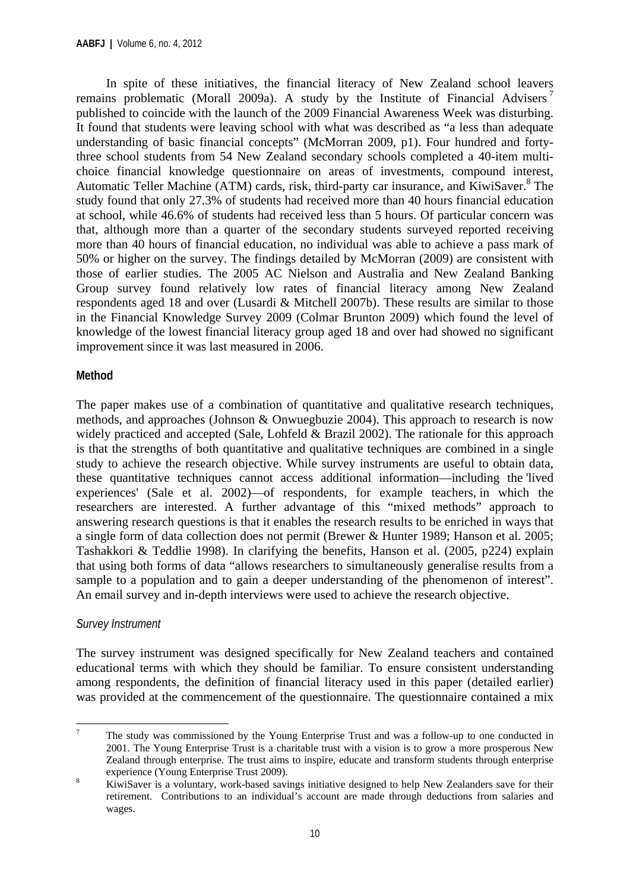In spite of these initiatives, the financial literacy of New Zealand school leavers remains problematic (Morall 2009a). A study by the Institute of Financial Advisers[7] published to coincide with the launch of the 2009 Financial Awareness Week was disturbing. It found that students were leaving school with what was described as "a less than adequate understanding of basic financial concepts" (McMorran 2009, p1). Four hundred and forty-three school students from 54 New Zealand secondary schools completed a 40-item multi-choice financial knowledge questionnaire on areas of investments, compound interest, Automatic Teller Machine (ATM) cards, risk, third-party car insurance, and KiwiSaver.[8] The study found that only 27.3% of students had received more than 40 hours financial education at school, while 46.6% of students had received less than 5 hours. Of particular concern was that, although more than a quarter of the secondary students surveyed reported receiving more than 40 hours of financial education, no individual was able to achieve a pass mark of 50% or higher on the survey. The findings detailed by McMorran (2009) are consistent with those of earlier studies. The 2005 AC Nielson and Australia and New Zealand Banking Group survey found relatively low rates of financial literacy among New Zealand respondents aged 18 and over (Lusardi & Mitchell 2007b). These results are similar to those in the Financial Knowledge Survey 2009 (Colmar Brunton 2009) which found the level of knowledge of the lowest financial literacy group aged 18 and over had showed no significant improvement since it was last measured in 2006.

## Method

The paper makes use of a combination of quantitative and qualitative research techniques, methods, and approaches (Johnson & Onwuegbuzie 2004). This approach to research is now widely practiced and accepted (Sale, Lohfeld & Brazil 2002). The rationale for this approach is that the strengths of both quantitative and qualitative techniques are combined in a single study to achieve the research objective. While survey instruments are useful to obtain data, these quantitative techniques cannot access additional information—including the 'lived experiences' (Sale et al. 2002)—of respondents, for example teachers, in which the researchers are interested. A further advantage of this "mixed methods" approach to answering research questions is that it enables the research results to be enriched in ways that a single form of data collection does not permit (Brewer & Hunter 1989; Hanson et al. 2005; Tashakkori & Teddlie 1998). In clarifying the benefits, Hanson et al. (2005, p224) explain that using both forms of data "allows researchers to simultaneously generalise results from a sample to a population and to gain a deeper understanding of the phenomenon of interest". An email survey and in-depth interviews were used to achieve the research objective.

### *Survey Instrument*

The survey instrument was designed specifically for New Zealand teachers and contained educational terms with which they should be familiar. To ensure consistent understanding among respondents, the definition of financial literacy used in this paper (detailed earlier) was provided at the commencement of the questionnaire. The questionnaire contained a mix

---

[7] The study was commissioned by the Young Enterprise Trust and was a follow-up to one conducted in 2001. The Young Enterprise Trust is a charitable trust with a vision is to grow a more prosperous New Zealand through enterprise. The trust aims to inspire, educate and transform students through enterprise experience (Young Enterprise Trust 2009).

[8] KiwiSaver is a voluntary, work-based savings initiative designed to help New Zealanders save for their retirement. Contributions to an individual's account are made through deductions from salaries and wages.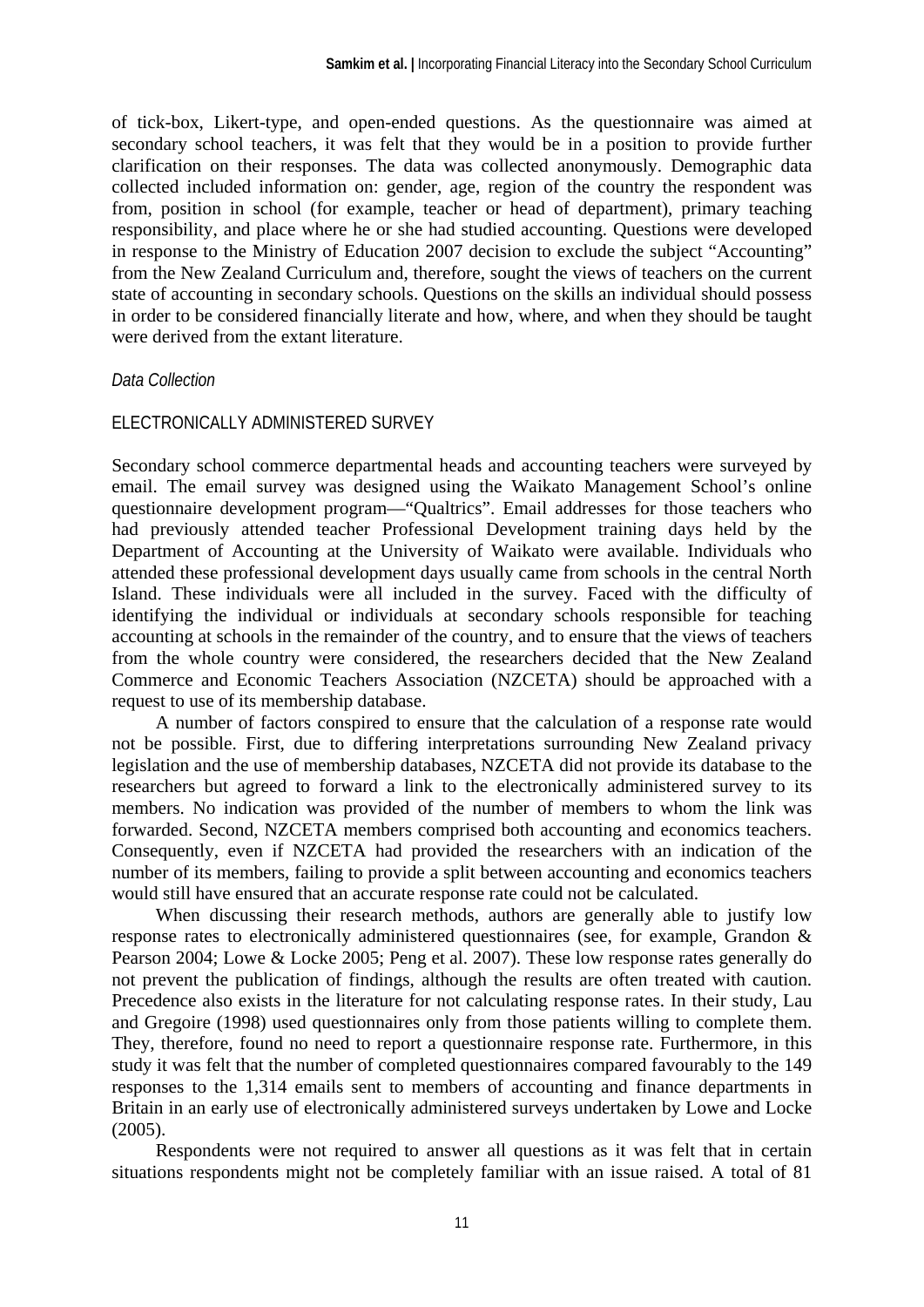of tick-box, Likert-type, and open-ended questions. As the questionnaire was aimed at secondary school teachers, it was felt that they would be in a position to provide further clarification on their responses. The data was collected anonymously. Demographic data collected included information on: gender, age, region of the country the respondent was from, position in school (for example, teacher or head of department), primary teaching responsibility, and place where he or she had studied accounting. Questions were developed in response to the Ministry of Education 2007 decision to exclude the subject "Accounting" from the New Zealand Curriculum and, therefore, sought the views of teachers on the current state of accounting in secondary schools. Questions on the skills an individual should possess in order to be considered financially literate and how, where, and when they should be taught were derived from the extant literature.

### *Data Collection*

#### ELECTRONICALLY ADMINISTERED SURVEY

Secondary school commerce departmental heads and accounting teachers were surveyed by email. The email survey was designed using the Waikato Management School's online questionnaire development program—"Qualtrics". Email addresses for those teachers who had previously attended teacher Professional Development training days held by the Department of Accounting at the University of Waikato were available. Individuals who attended these professional development days usually came from schools in the central North Island. These individuals were all included in the survey. Faced with the difficulty of identifying the individual or individuals at secondary schools responsible for teaching accounting at schools in the remainder of the country, and to ensure that the views of teachers from the whole country were considered, the researchers decided that the New Zealand Commerce and Economic Teachers Association (NZCETA) should be approached with a request to use of its membership database.

A number of factors conspired to ensure that the calculation of a response rate would not be possible. First, due to differing interpretations surrounding New Zealand privacy legislation and the use of membership databases, NZCETA did not provide its database to the researchers but agreed to forward a link to the electronically administered survey to its members. No indication was provided of the number of members to whom the link was forwarded. Second, NZCETA members comprised both accounting and economics teachers. Consequently, even if NZCETA had provided the researchers with an indication of the number of its members, failing to provide a split between accounting and economics teachers would still have ensured that an accurate response rate could not be calculated.

When discussing their research methods, authors are generally able to justify low response rates to electronically administered questionnaires (see, for example, Grandon & Pearson 2004; Lowe & Locke 2005; Peng et al. 2007). These low response rates generally do not prevent the publication of findings, although the results are often treated with caution. Precedence also exists in the literature for not calculating response rates. In their study, Lau and Gregoire (1998) used questionnaires only from those patients willing to complete them. They, therefore, found no need to report a questionnaire response rate. Furthermore, in this study it was felt that the number of completed questionnaires compared favourably to the 149 responses to the 1,314 emails sent to members of accounting and finance departments in Britain in an early use of electronically administered surveys undertaken by Lowe and Locke (2005).

Respondents were not required to answer all questions as it was felt that in certain situations respondents might not be completely familiar with an issue raised. A total of 81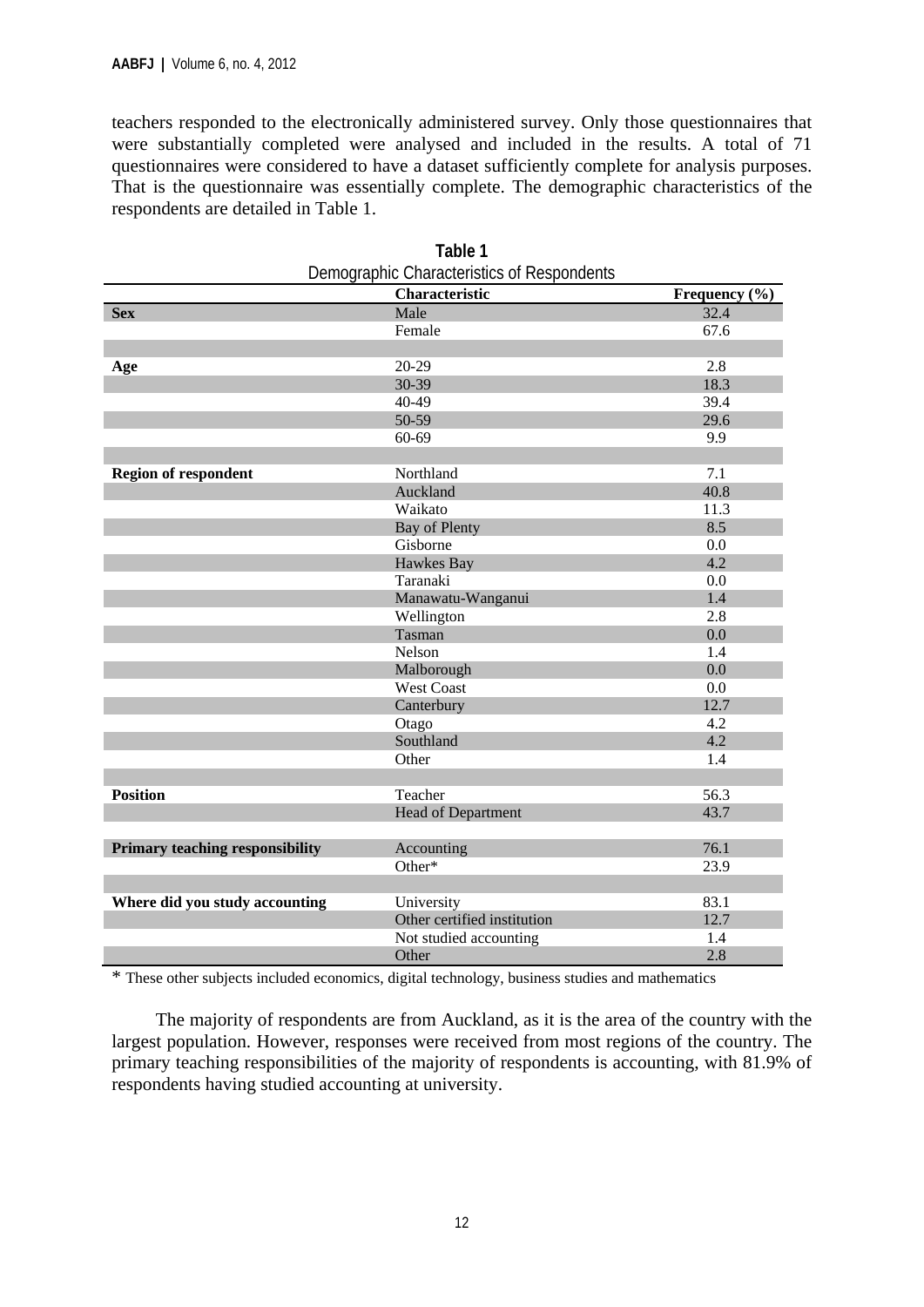teachers responded to the electronically administered survey. Only those questionnaires that were substantially completed were analysed and included in the results. A total of 71 questionnaires were considered to have a dataset sufficiently complete for analysis purposes. That is the questionnaire was essentially complete. The demographic characteristics of the respondents are detailed in Table 1.

**Table 1**
Demographic Characteristics of Respondents

| | Characteristic | Frequency (%) |
|---|---|---|
| **Sex** | Male | 32.4 |
| | Female | 67.6 |
| | | |
| **Age** | 20-29 | 2.8 |
| | 30-39 | 18.3 |
| | 40-49 | 39.4 |
| | 50-59 | 29.6 |
| | 60-69 | 9.9 |
| | | |
| **Region of respondent** | Northland | 7.1 |
| | Auckland | 40.8 |
| | Waikato | 11.3 |
| | Bay of Plenty | 8.5 |
| | Gisborne | 0.0 |
| | Hawkes Bay | 4.2 |
| | Taranaki | 0.0 |
| | Manawatu-Wanganui | 1.4 |
| | Wellington | 2.8 |
| | Tasman | 0.0 |
| | Nelson | 1.4 |
| | Malborough | 0.0 |
| | West Coast | 0.0 |
| | Canterbury | 12.7 |
| | Otago | 4.2 |
| | Southland | 4.2 |
| | Other | 1.4 |
| | | |
| **Position** | Teacher | 56.3 |
| | Head of Department | 43.7 |
| | | |
| **Primary teaching responsibility** | Accounting | 76.1 |
| | Other* | 23.9 |
| | | |
| **Where did you study accounting** | University | 83.1 |
| | Other certified institution | 12.7 |
| | Not studied accounting | 1.4 |
| | Other | 2.8 |

* These other subjects included economics, digital technology, business studies and mathematics

The majority of respondents are from Auckland, as it is the area of the country with the largest population. However, responses were received from most regions of the country. The primary teaching responsibilities of the majority of respondents is accounting, with 81.9% of respondents having studied accounting at university.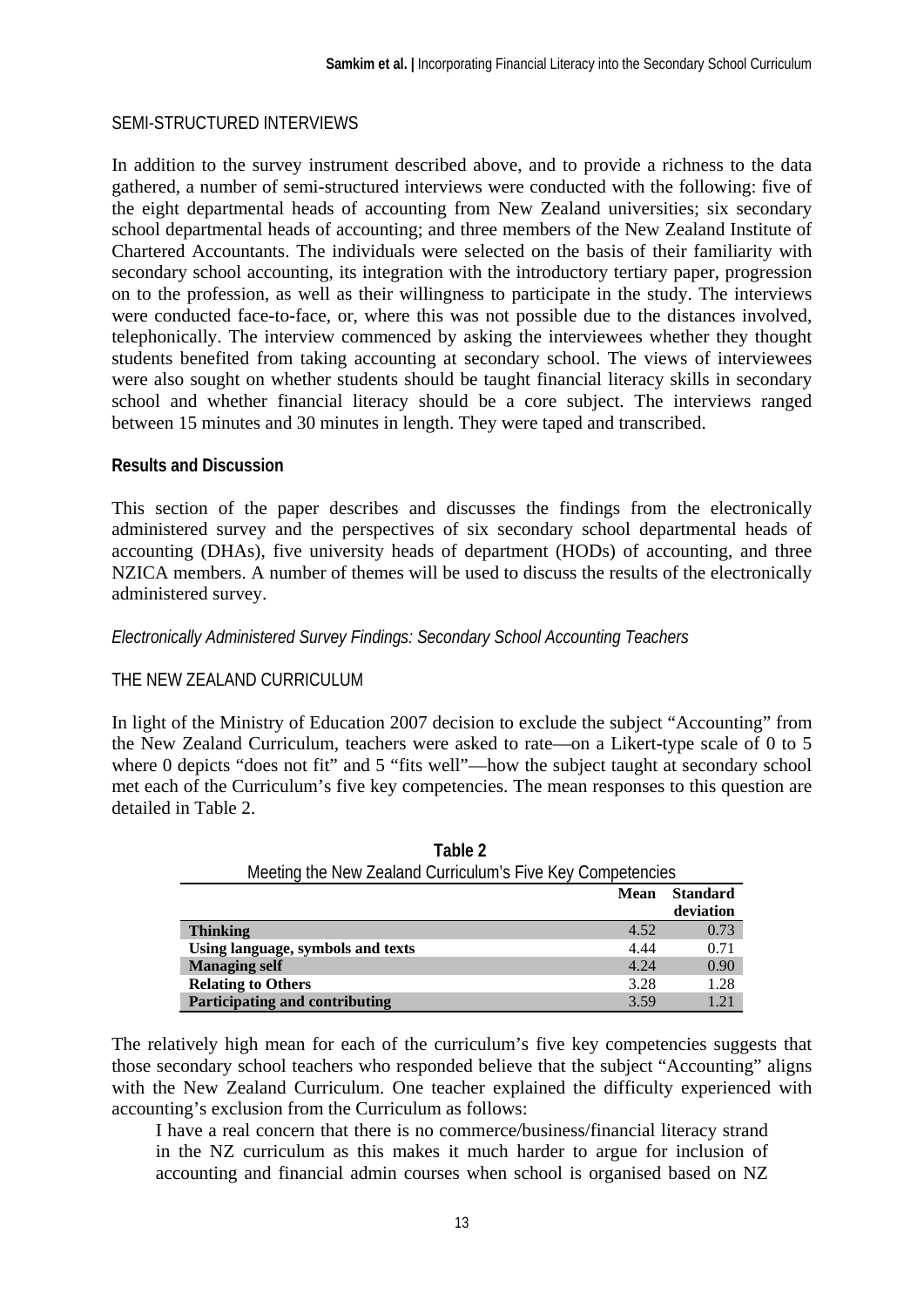SEMI-STRUCTURED INTERVIEWS

In addition to the survey instrument described above, and to provide a richness to the data gathered, a number of semi-structured interviews were conducted with the following: five of the eight departmental heads of accounting from New Zealand universities; six secondary school departmental heads of accounting; and three members of the New Zealand Institute of Chartered Accountants. The individuals were selected on the basis of their familiarity with secondary school accounting, its integration with the introductory tertiary paper, progression on to the profession, as well as their willingness to participate in the study. The interviews were conducted face-to-face, or, where this was not possible due to the distances involved, telephonically. The interview commenced by asking the interviewees whether they thought students benefited from taking accounting at secondary school. The views of interviewees were also sought on whether students should be taught financial literacy skills in secondary school and whether financial literacy should be a core subject. The interviews ranged between 15 minutes and 30 minutes in length. They were taped and transcribed.

## Results and Discussion

This section of the paper describes and discusses the findings from the electronically administered survey and the perspectives of six secondary school departmental heads of accounting (DHAs), five university heads of department (HODs) of accounting, and three NZICA members. A number of themes will be used to discuss the results of the electronically administered survey.

### *Electronically Administered Survey Findings: Secondary School Accounting Teachers*

THE NEW ZEALAND CURRICULUM

In light of the Ministry of Education 2007 decision to exclude the subject "Accounting" from the New Zealand Curriculum, teachers were asked to rate—on a Likert-type scale of 0 to 5 where 0 depicts "does not fit" and 5 "fits well"—how the subject taught at secondary school met each of the Curriculum's five key competencies. The mean responses to this question are detailed in Table 2.

**Table 2**
Meeting the New Zealand Curriculum's Five Key Competencies

| | Mean | Standard deviation |
|---|---|---|
| **Thinking** | 4.52 | 0.73 |
| **Using language, symbols and texts** | 4.44 | 0.71 |
| **Managing self** | 4.24 | 0.90 |
| **Relating to Others** | 3.28 | 1.28 |
| **Participating and contributing** | 3.59 | 1.21 |

The relatively high mean for each of the curriculum's five key competencies suggests that those secondary school teachers who responded believe that the subject "Accounting" aligns with the New Zealand Curriculum. One teacher explained the difficulty experienced with accounting's exclusion from the Curriculum as follows:

> I have a real concern that there is no commerce/business/financial literacy strand in the NZ curriculum as this makes it much harder to argue for inclusion of accounting and financial admin courses when school is organised based on NZ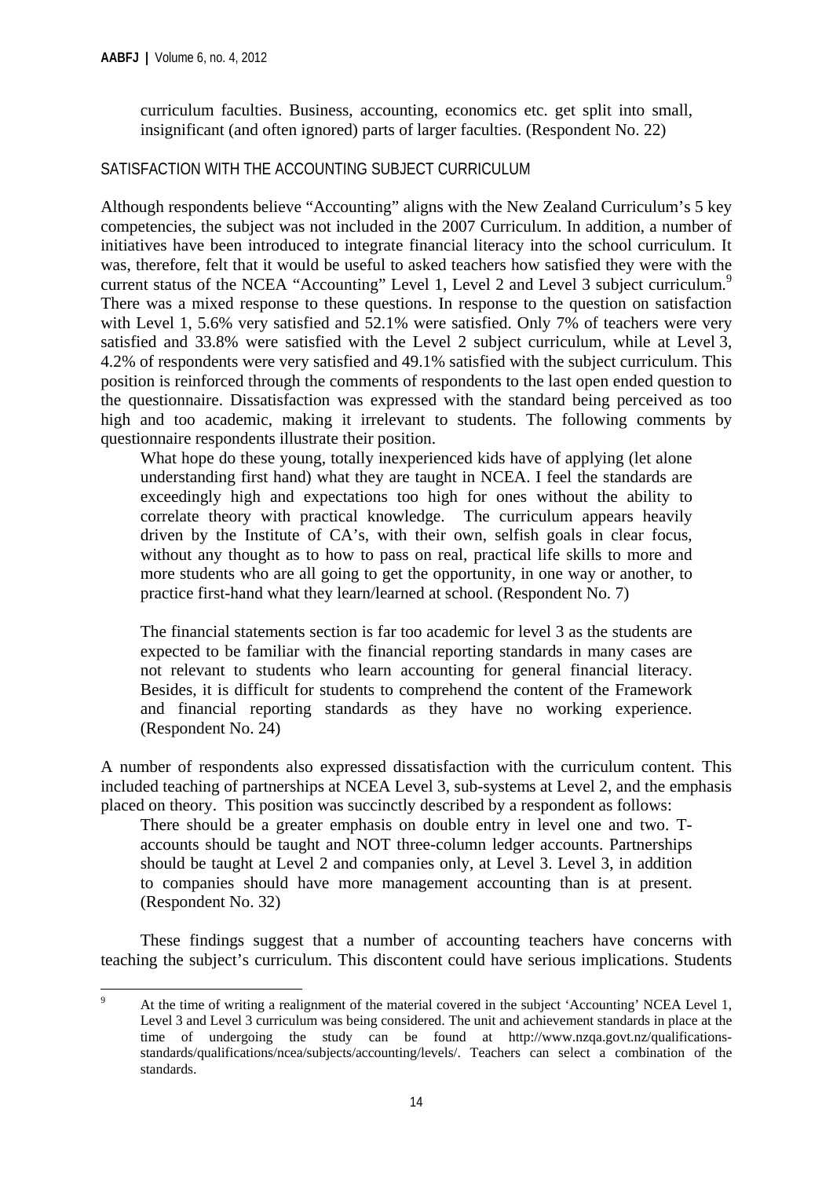curriculum faculties. Business, accounting, economics etc. get split into small, insignificant (and often ignored) parts of larger faculties. (Respondent No. 22)

## SATISFACTION WITH THE ACCOUNTING SUBJECT CURRICULUM

Although respondents believe "Accounting" aligns with the New Zealand Curriculum's 5 key competencies, the subject was not included in the 2007 Curriculum. In addition, a number of initiatives have been introduced to integrate financial literacy into the school curriculum. It was, therefore, felt that it would be useful to asked teachers how satisfied they were with the current status of the NCEA "Accounting" Level 1, Level 2 and Level 3 subject curriculum.[9] There was a mixed response to these questions. In response to the question on satisfaction with Level 1, 5.6% very satisfied and 52.1% were satisfied. Only 7% of teachers were very satisfied and 33.8% were satisfied with the Level 2 subject curriculum, while at Level 3, 4.2% of respondents were very satisfied and 49.1% satisfied with the subject curriculum. This position is reinforced through the comments of respondents to the last open ended question to the questionnaire. Dissatisfaction was expressed with the standard being perceived as too high and too academic, making it irrelevant to students. The following comments by questionnaire respondents illustrate their position.

> What hope do these young, totally inexperienced kids have of applying (let alone understanding first hand) what they are taught in NCEA. I feel the standards are exceedingly high and expectations too high for ones without the ability to correlate theory with practical knowledge. The curriculum appears heavily driven by the Institute of CA's, with their own, selfish goals in clear focus, without any thought as to how to pass on real, practical life skills to more and more students who are all going to get the opportunity, in one way or another, to practice first-hand what they learn/learned at school. (Respondent No. 7)
>
> The financial statements section is far too academic for level 3 as the students are expected to be familiar with the financial reporting standards in many cases are not relevant to students who learn accounting for general financial literacy. Besides, it is difficult for students to comprehend the content of the Framework and financial reporting standards as they have no working experience. (Respondent No. 24)

A number of respondents also expressed dissatisfaction with the curriculum content. This included teaching of partnerships at NCEA Level 3, sub-systems at Level 2, and the emphasis placed on theory. This position was succinctly described by a respondent as follows:

> There should be a greater emphasis on double entry in level one and two. T-accounts should be taught and NOT three-column ledger accounts. Partnerships should be taught at Level 2 and companies only, at Level 3. Level 3, in addition to companies should have more management accounting than is at present. (Respondent No. 32)

These findings suggest that a number of accounting teachers have concerns with teaching the subject's curriculum. This discontent could have serious implications. Students

---

[9] At the time of writing a realignment of the material covered in the subject 'Accounting' NCEA Level 1, Level 3 and Level 3 curriculum was being considered. The unit and achievement standards in place at the time of undergoing the study can be found at http://www.nzqa.govt.nz/qualifications-standards/qualifications/ncea/subjects/accounting/levels/. Teachers can select a combination of the standards.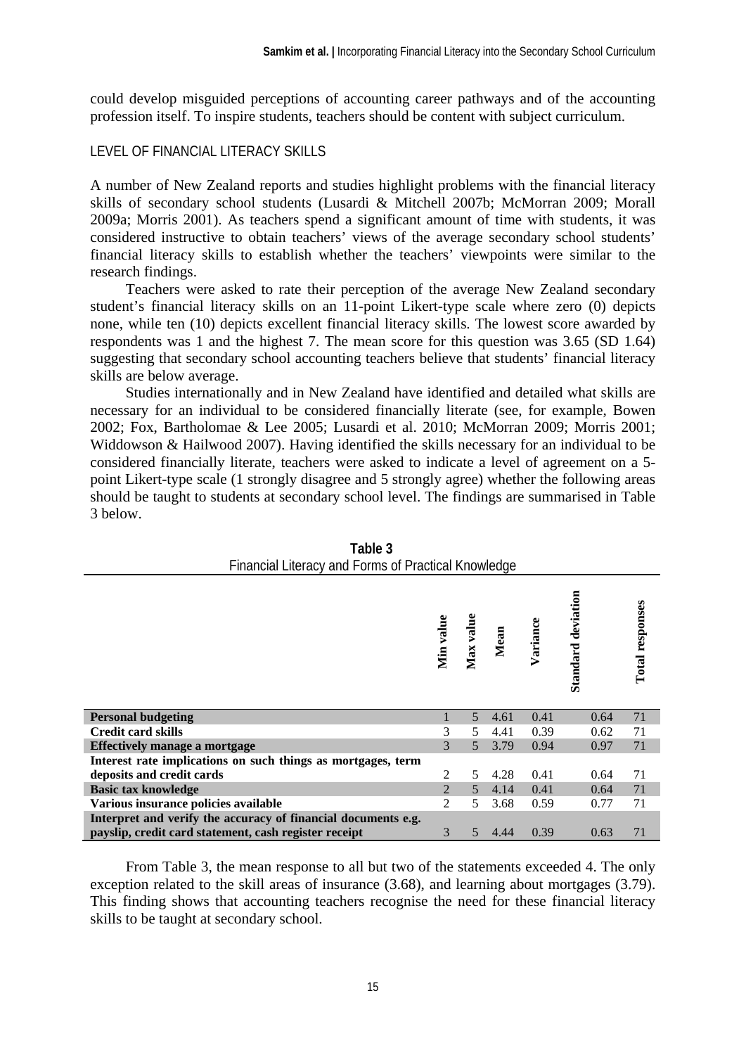could develop misguided perceptions of accounting career pathways and of the accounting profession itself. To inspire students, teachers should be content with subject curriculum.

## LEVEL OF FINANCIAL LITERACY SKILLS

A number of New Zealand reports and studies highlight problems with the financial literacy skills of secondary school students (Lusardi & Mitchell 2007b; McMorran 2009; Morall 2009a; Morris 2001). As teachers spend a significant amount of time with students, it was considered instructive to obtain teachers' views of the average secondary school students' financial literacy skills to establish whether the teachers' viewpoints were similar to the research findings.

Teachers were asked to rate their perception of the average New Zealand secondary student's financial literacy skills on an 11-point Likert-type scale where zero (0) depicts none, while ten (10) depicts excellent financial literacy skills. The lowest score awarded by respondents was 1 and the highest 7. The mean score for this question was 3.65 (SD 1.64) suggesting that secondary school accounting teachers believe that students' financial literacy skills are below average.

Studies internationally and in New Zealand have identified and detailed what skills are necessary for an individual to be considered financially literate (see, for example, Bowen 2002; Fox, Bartholomae & Lee 2005; Lusardi et al. 2010; McMorran 2009; Morris 2001; Widdowson & Hailwood 2007). Having identified the skills necessary for an individual to be considered financially literate, teachers were asked to indicate a level of agreement on a 5-point Likert-type scale (1 strongly disagree and 5 strongly agree) whether the following areas should be taught to students at secondary school level. The findings are summarised in Table 3 below.

**Table 3**
Financial Literacy and Forms of Practical Knowledge

| | Min value | Max value | Mean | Variance | Standard deviation | Total responses |
|---|---|---|---|---|---|---|
| **Personal budgeting** | 1 | 5 | 4.61 | 0.41 | 0.64 | 71 |
| **Credit card skills** | 3 | 5 | 4.41 | 0.39 | 0.62 | 71 |
| **Effectively manage a mortgage** | 3 | 5 | 3.79 | 0.94 | 0.97 | 71 |
| **Interest rate implications on such things as mortgages, term deposits and credit cards** | 2 | 5 | 4.28 | 0.41 | 0.64 | 71 |
| **Basic tax knowledge** | 2 | 5 | 4.14 | 0.41 | 0.64 | 71 |
| **Various insurance policies available** | 2 | 5 | 3.68 | 0.59 | 0.77 | 71 |
| **Interpret and verify the accuracy of financial documents e.g. payslip, credit card statement, cash register receipt** | 3 | 5 | 4.44 | 0.39 | 0.63 | 71 |

From Table 3, the mean response to all but two of the statements exceeded 4. The only exception related to the skill areas of insurance (3.68), and learning about mortgages (3.79). This finding shows that accounting teachers recognise the need for these financial literacy skills to be taught at secondary school.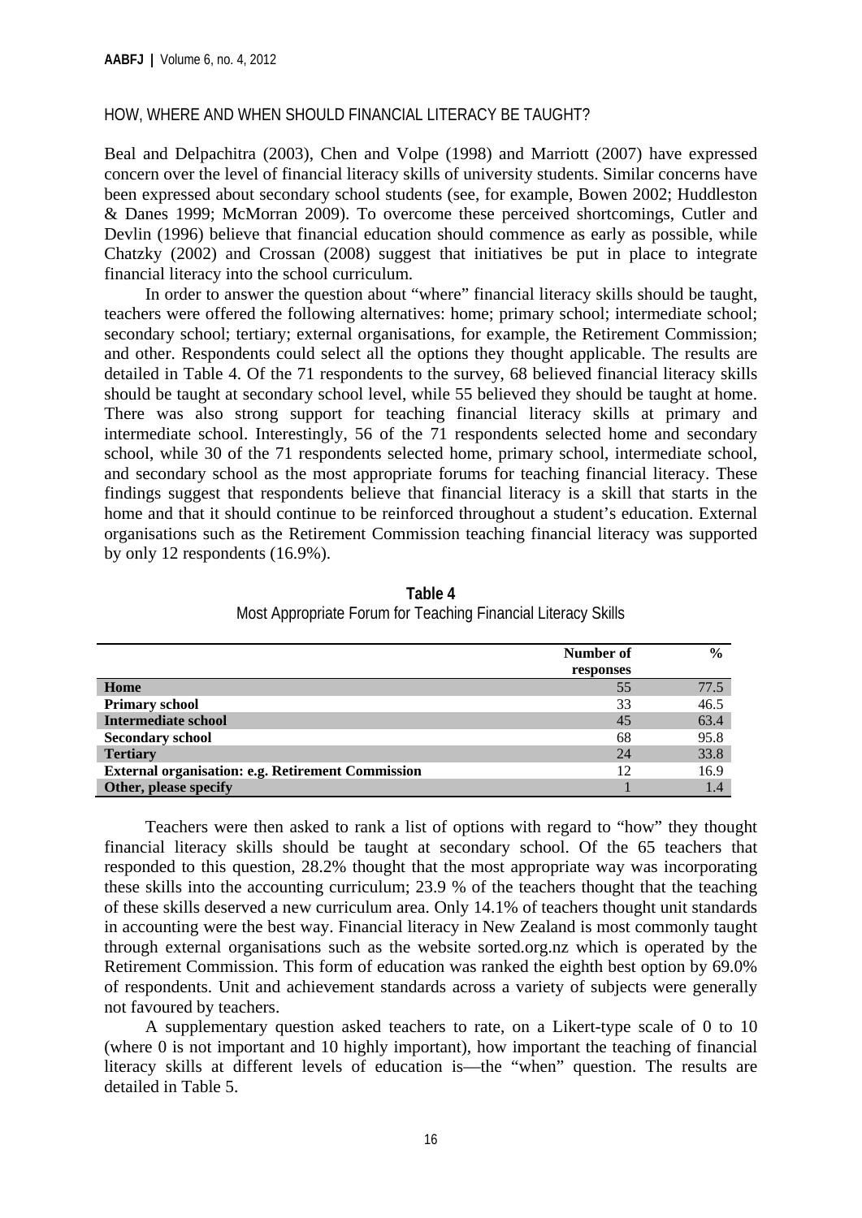## HOW, WHERE AND WHEN SHOULD FINANCIAL LITERACY BE TAUGHT?

Beal and Delpachitra (2003), Chen and Volpe (1998) and Marriott (2007) have expressed concern over the level of financial literacy skills of university students. Similar concerns have been expressed about secondary school students (see, for example, Bowen 2002; Huddleston & Danes 1999; McMorran 2009). To overcome these perceived shortcomings, Cutler and Devlin (1996) believe that financial education should commence as early as possible, while Chatzky (2002) and Crossan (2008) suggest that initiatives be put in place to integrate financial literacy into the school curriculum.

In order to answer the question about "where" financial literacy skills should be taught, teachers were offered the following alternatives: home; primary school; intermediate school; secondary school; tertiary; external organisations, for example, the Retirement Commission; and other. Respondents could select all the options they thought applicable. The results are detailed in Table 4. Of the 71 respondents to the survey, 68 believed financial literacy skills should be taught at secondary school level, while 55 believed they should be taught at home. There was also strong support for teaching financial literacy skills at primary and intermediate school. Interestingly, 56 of the 71 respondents selected home and secondary school, while 30 of the 71 respondents selected home, primary school, intermediate school, and secondary school as the most appropriate forums for teaching financial literacy. These findings suggest that respondents believe that financial literacy is a skill that starts in the home and that it should continue to be reinforced throughout a student's education. External organisations such as the Retirement Commission teaching financial literacy was supported by only 12 respondents (16.9%).

**Table 4**
Most Appropriate Forum for Teaching Financial Literacy Skills

| | Number of responses | % |
|---|---|---|
| **Home** | 55 | 77.5 |
| **Primary school** | 33 | 46.5 |
| **Intermediate school** | 45 | 63.4 |
| **Secondary school** | 68 | 95.8 |
| **Tertiary** | 24 | 33.8 |
| **External organisation: e.g. Retirement Commission** | 12 | 16.9 |
| **Other, please specify** | 1 | 1.4 |

Teachers were then asked to rank a list of options with regard to "how" they thought financial literacy skills should be taught at secondary school. Of the 65 teachers that responded to this question, 28.2% thought that the most appropriate way was incorporating these skills into the accounting curriculum; 23.9 % of the teachers thought that the teaching of these skills deserved a new curriculum area. Only 14.1% of teachers thought unit standards in accounting were the best way. Financial literacy in New Zealand is most commonly taught through external organisations such as the website sorted.org.nz which is operated by the Retirement Commission. This form of education was ranked the eighth best option by 69.0% of respondents. Unit and achievement standards across a variety of subjects were generally not favoured by teachers.

A supplementary question asked teachers to rate, on a Likert-type scale of 0 to 10 (where 0 is not important and 10 highly important), how important the teaching of financial literacy skills at different levels of education is—the "when" question. The results are detailed in Table 5.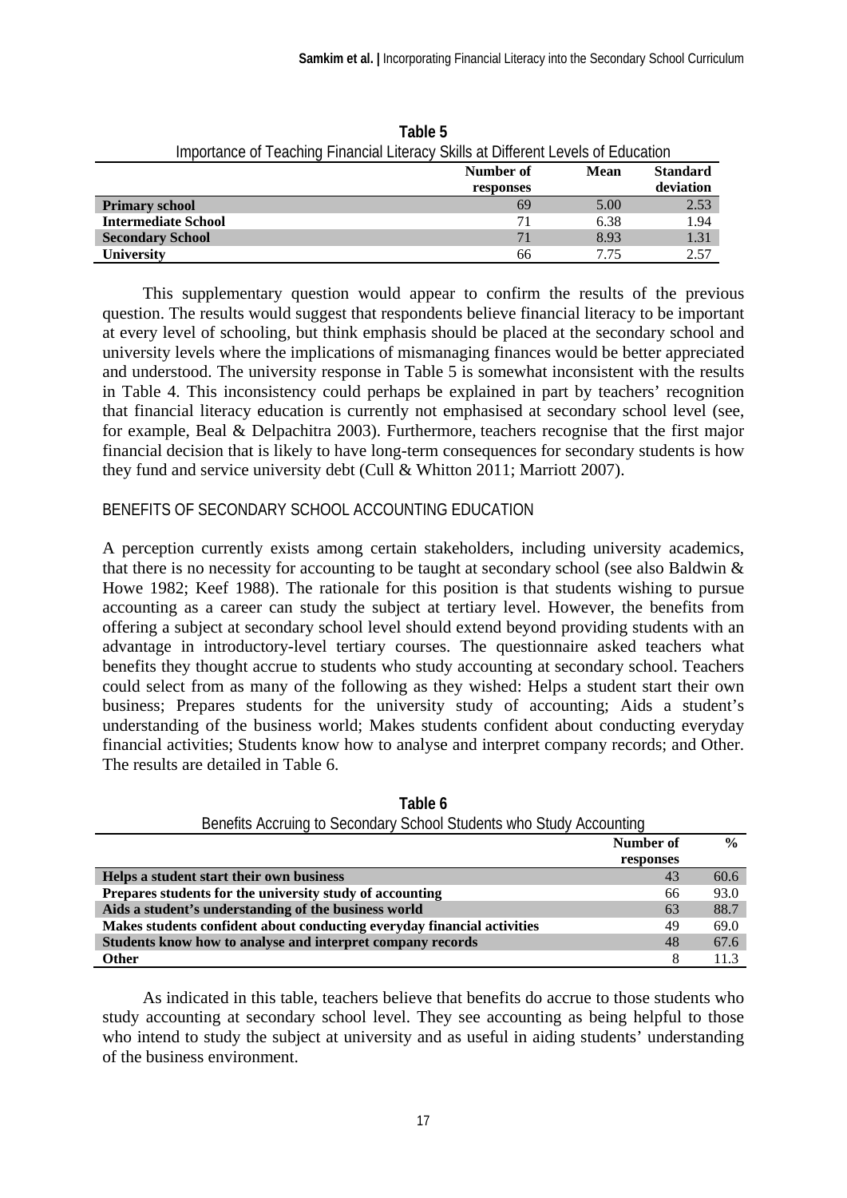**Table 5**

Importance of Teaching Financial Literacy Skills at Different Levels of Education

| | Number of responses | Mean | Standard deviation |
|---|---|---|---|
| **Primary school** | 69 | 5.00 | 2.53 |
| **Intermediate School** | 71 | 6.38 | 1.94 |
| **Secondary School** | 71 | 8.93 | 1.31 |
| **University** | 66 | 7.75 | 2.57 |

This supplementary question would appear to confirm the results of the previous question. The results would suggest that respondents believe financial literacy to be important at every level of schooling, but think emphasis should be placed at the secondary school and university levels where the implications of mismanaging finances would be better appreciated and understood. The university response in Table 5 is somewhat inconsistent with the results in Table 4. This inconsistency could perhaps be explained in part by teachers' recognition that financial literacy education is currently not emphasised at secondary school level (see, for example, Beal & Delpachitra 2003). Furthermore, teachers recognise that the first major financial decision that is likely to have long-term consequences for secondary students is how they fund and service university debt (Cull & Whitton 2011; Marriott 2007).

## BENEFITS OF SECONDARY SCHOOL ACCOUNTING EDUCATION

A perception currently exists among certain stakeholders, including university academics, that there is no necessity for accounting to be taught at secondary school (see also Baldwin & Howe 1982; Keef 1988). The rationale for this position is that students wishing to pursue accounting as a career can study the subject at tertiary level. However, the benefits from offering a subject at secondary school level should extend beyond providing students with an advantage in introductory-level tertiary courses. The questionnaire asked teachers what benefits they thought accrue to students who study accounting at secondary school. Teachers could select from as many of the following as they wished: Helps a student start their own business; Prepares students for the university study of accounting; Aids a student's understanding of the business world; Makes students confident about conducting everyday financial activities; Students know how to analyse and interpret company records; and Other. The results are detailed in Table 6.

**Table 6**

Benefits Accruing to Secondary School Students who Study Accounting

| | Number of responses | % |
|---|---|---|
| **Helps a student start their own business** | 43 | 60.6 |
| **Prepares students for the university study of accounting** | 66 | 93.0 |
| **Aids a student's understanding of the business world** | 63 | 88.7 |
| **Makes students confident about conducting everyday financial activities** | 49 | 69.0 |
| **Students know how to analyse and interpret company records** | 48 | 67.6 |
| **Other** | 8 | 11.3 |

As indicated in this table, teachers believe that benefits do accrue to those students who study accounting at secondary school level. They see accounting as being helpful to those who intend to study the subject at university and as useful in aiding students' understanding of the business environment.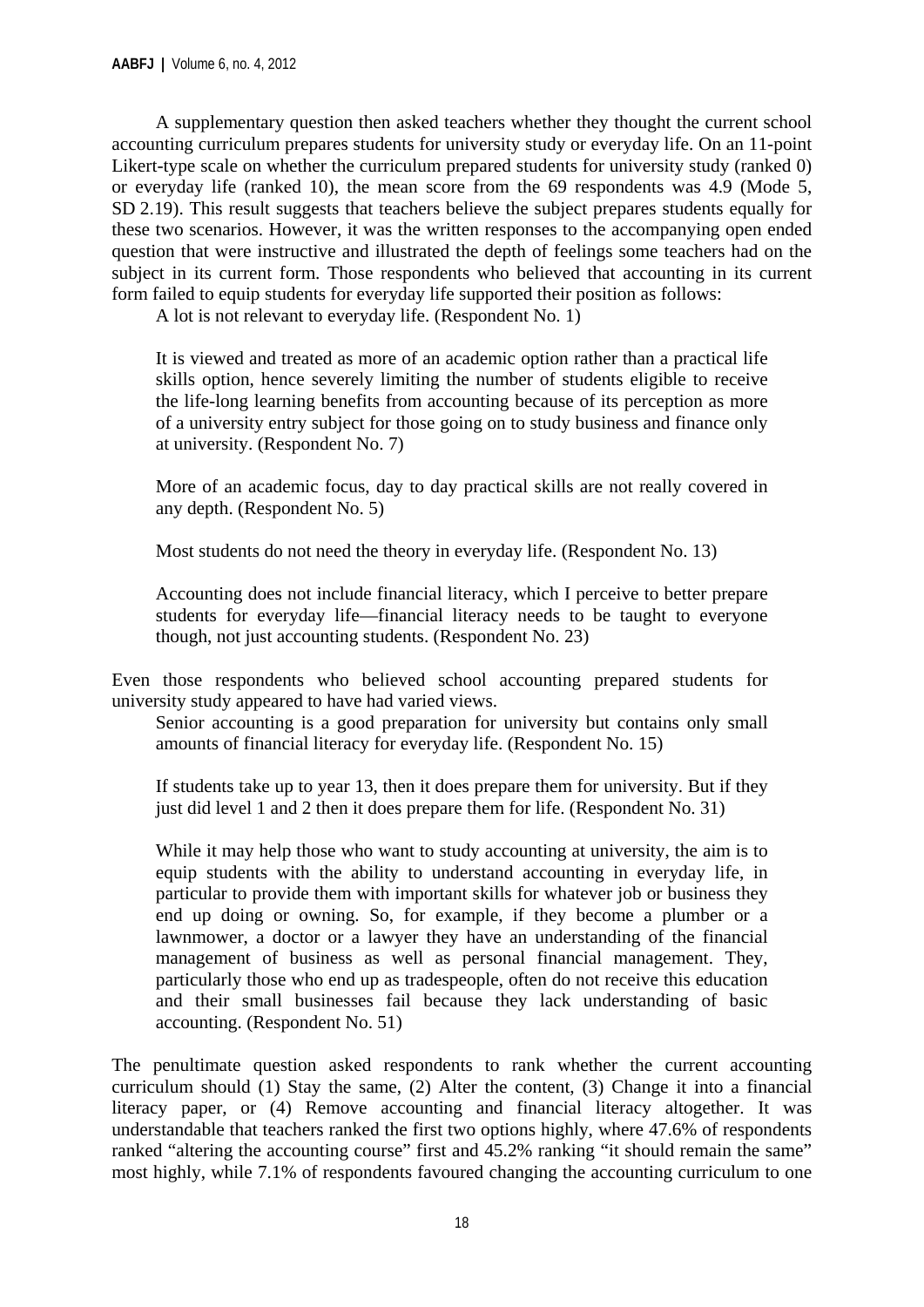A supplementary question then asked teachers whether they thought the current school accounting curriculum prepares students for university study or everyday life. On an 11-point Likert-type scale on whether the curriculum prepared students for university study (ranked 0) or everyday life (ranked 10), the mean score from the 69 respondents was 4.9 (Mode 5, SD 2.19). This result suggests that teachers believe the subject prepares students equally for these two scenarios. However, it was the written responses to the accompanying open ended question that were instructive and illustrated the depth of feelings some teachers had on the subject in its current form. Those respondents who believed that accounting in its current form failed to equip students for everyday life supported their position as follows:

> A lot is not relevant to everyday life. (Respondent No. 1)
>
> It is viewed and treated as more of an academic option rather than a practical life skills option, hence severely limiting the number of students eligible to receive the life-long learning benefits from accounting because of its perception as more of a university entry subject for those going on to study business and finance only at university. (Respondent No. 7)
>
> More of an academic focus, day to day practical skills are not really covered in any depth. (Respondent No. 5)
>
> Most students do not need the theory in everyday life. (Respondent No. 13)
>
> Accounting does not include financial literacy, which I perceive to better prepare students for everyday life—financial literacy needs to be taught to everyone though, not just accounting students. (Respondent No. 23)

Even those respondents who believed school accounting prepared students for university study appeared to have had varied views.

> Senior accounting is a good preparation for university but contains only small amounts of financial literacy for everyday life. (Respondent No. 15)
>
> If students take up to year 13, then it does prepare them for university. But if they just did level 1 and 2 then it does prepare them for life. (Respondent No. 31)
>
> While it may help those who want to study accounting at university, the aim is to equip students with the ability to understand accounting in everyday life, in particular to provide them with important skills for whatever job or business they end up doing or owning. So, for example, if they become a plumber or a lawnmower, a doctor or a lawyer they have an understanding of the financial management of business as well as personal financial management. They, particularly those who end up as tradespeople, often do not receive this education and their small businesses fail because they lack understanding of basic accounting. (Respondent No. 51)

The penultimate question asked respondents to rank whether the current accounting curriculum should (1) Stay the same, (2) Alter the content, (3) Change it into a financial literacy paper, or (4) Remove accounting and financial literacy altogether. It was understandable that teachers ranked the first two options highly, where 47.6% of respondents ranked "altering the accounting course" first and 45.2% ranking "it should remain the same" most highly, while 7.1% of respondents favoured changing the accounting curriculum to one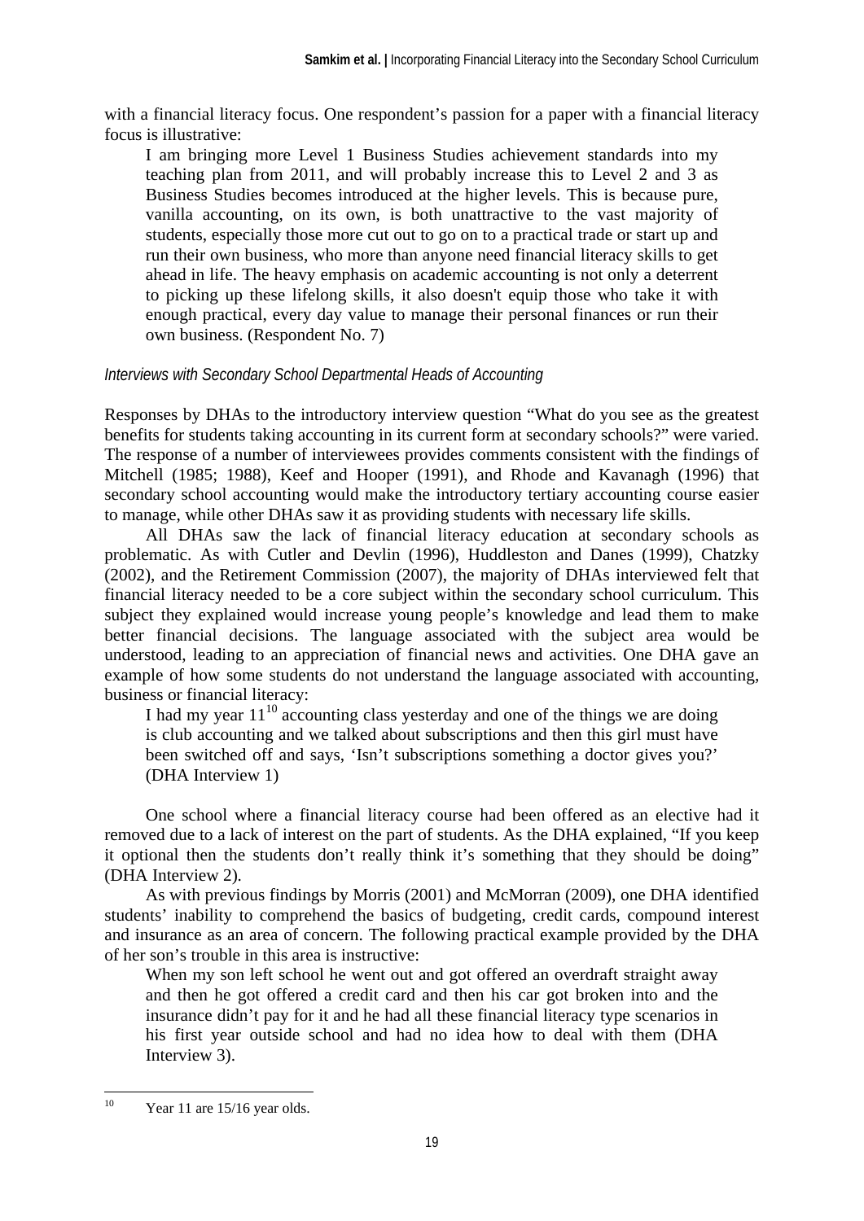with a financial literacy focus. One respondent's passion for a paper with a financial literacy focus is illustrative:

> I am bringing more Level 1 Business Studies achievement standards into my teaching plan from 2011, and will probably increase this to Level 2 and 3 as Business Studies becomes introduced at the higher levels. This is because pure, vanilla accounting, on its own, is both unattractive to the vast majority of students, especially those more cut out to go on to a practical trade or start up and run their own business, who more than anyone need financial literacy skills to get ahead in life. The heavy emphasis on academic accounting is not only a deterrent to picking up these lifelong skills, it also doesn't equip those who take it with enough practical, every day value to manage their personal finances or run their own business. (Respondent No. 7)

### *Interviews with Secondary School Departmental Heads of Accounting*

Responses by DHAs to the introductory interview question "What do you see as the greatest benefits for students taking accounting in its current form at secondary schools?" were varied. The response of a number of interviewees provides comments consistent with the findings of Mitchell (1985; 1988), Keef and Hooper (1991), and Rhode and Kavanagh (1996) that secondary school accounting would make the introductory tertiary accounting course easier to manage, while other DHAs saw it as providing students with necessary life skills.

All DHAs saw the lack of financial literacy education at secondary schools as problematic. As with Cutler and Devlin (1996), Huddleston and Danes (1999), Chatzky (2002), and the Retirement Commission (2007), the majority of DHAs interviewed felt that financial literacy needed to be a core subject within the secondary school curriculum. This subject they explained would increase young people's knowledge and lead them to make better financial decisions. The language associated with the subject area would be understood, leading to an appreciation of financial news and activities. One DHA gave an example of how some students do not understand the language associated with accounting, business or financial literacy:

> I had my year 11[10] accounting class yesterday and one of the things we are doing is club accounting and we talked about subscriptions and then this girl must have been switched off and says, 'Isn't subscriptions something a doctor gives you?' (DHA Interview 1)

One school where a financial literacy course had been offered as an elective had it removed due to a lack of interest on the part of students. As the DHA explained, "If you keep it optional then the students don't really think it's something that they should be doing" (DHA Interview 2).

As with previous findings by Morris (2001) and McMorran (2009), one DHA identified students' inability to comprehend the basics of budgeting, credit cards, compound interest and insurance as an area of concern. The following practical example provided by the DHA of her son's trouble in this area is instructive:

> When my son left school he went out and got offered an overdraft straight away and then he got offered a credit card and then his car got broken into and the insurance didn't pay for it and he had all these financial literacy type scenarios in his first year outside school and had no idea how to deal with them (DHA Interview 3).

---

[10] Year 11 are 15/16 year olds.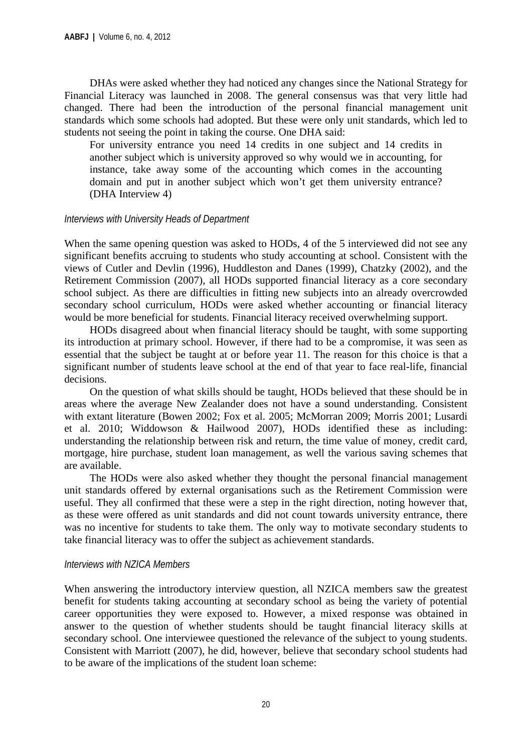DHAs were asked whether they had noticed any changes since the National Strategy for Financial Literacy was launched in 2008. The general consensus was that very little had changed. There had been the introduction of the personal financial management unit standards which some schools had adopted. But these were only unit standards, which led to students not seeing the point in taking the course. One DHA said:

> For university entrance you need 14 credits in one subject and 14 credits in another subject which is university approved so why would we in accounting, for instance, take away some of the accounting which comes in the accounting domain and put in another subject which won't get them university entrance? (DHA Interview 4)

### *Interviews with University Heads of Department*

When the same opening question was asked to HODs, 4 of the 5 interviewed did not see any significant benefits accruing to students who study accounting at school. Consistent with the views of Cutler and Devlin (1996), Huddleston and Danes (1999), Chatzky (2002), and the Retirement Commission (2007), all HODs supported financial literacy as a core secondary school subject. As there are difficulties in fitting new subjects into an already overcrowded secondary school curriculum, HODs were asked whether accounting or financial literacy would be more beneficial for students. Financial literacy received overwhelming support.

HODs disagreed about when financial literacy should be taught, with some supporting its introduction at primary school. However, if there had to be a compromise, it was seen as essential that the subject be taught at or before year 11. The reason for this choice is that a significant number of students leave school at the end of that year to face real-life, financial decisions.

On the question of what skills should be taught, HODs believed that these should be in areas where the average New Zealander does not have a sound understanding. Consistent with extant literature (Bowen 2002; Fox et al. 2005; McMorran 2009; Morris 2001; Lusardi et al. 2010; Widdowson & Hailwood 2007), HODs identified these as including: understanding the relationship between risk and return, the time value of money, credit card, mortgage, hire purchase, student loan management, as well the various saving schemes that are available.

The HODs were also asked whether they thought the personal financial management unit standards offered by external organisations such as the Retirement Commission were useful. They all confirmed that these were a step in the right direction, noting however that, as these were offered as unit standards and did not count towards university entrance, there was no incentive for students to take them. The only way to motivate secondary students to take financial literacy was to offer the subject as achievement standards.

### *Interviews with NZICA Members*

When answering the introductory interview question, all NZICA members saw the greatest benefit for students taking accounting at secondary school as being the variety of potential career opportunities they were exposed to. However, a mixed response was obtained in answer to the question of whether students should be taught financial literacy skills at secondary school. One interviewee questioned the relevance of the subject to young students. Consistent with Marriott (2007), he did, however, believe that secondary school students had to be aware of the implications of the student loan scheme: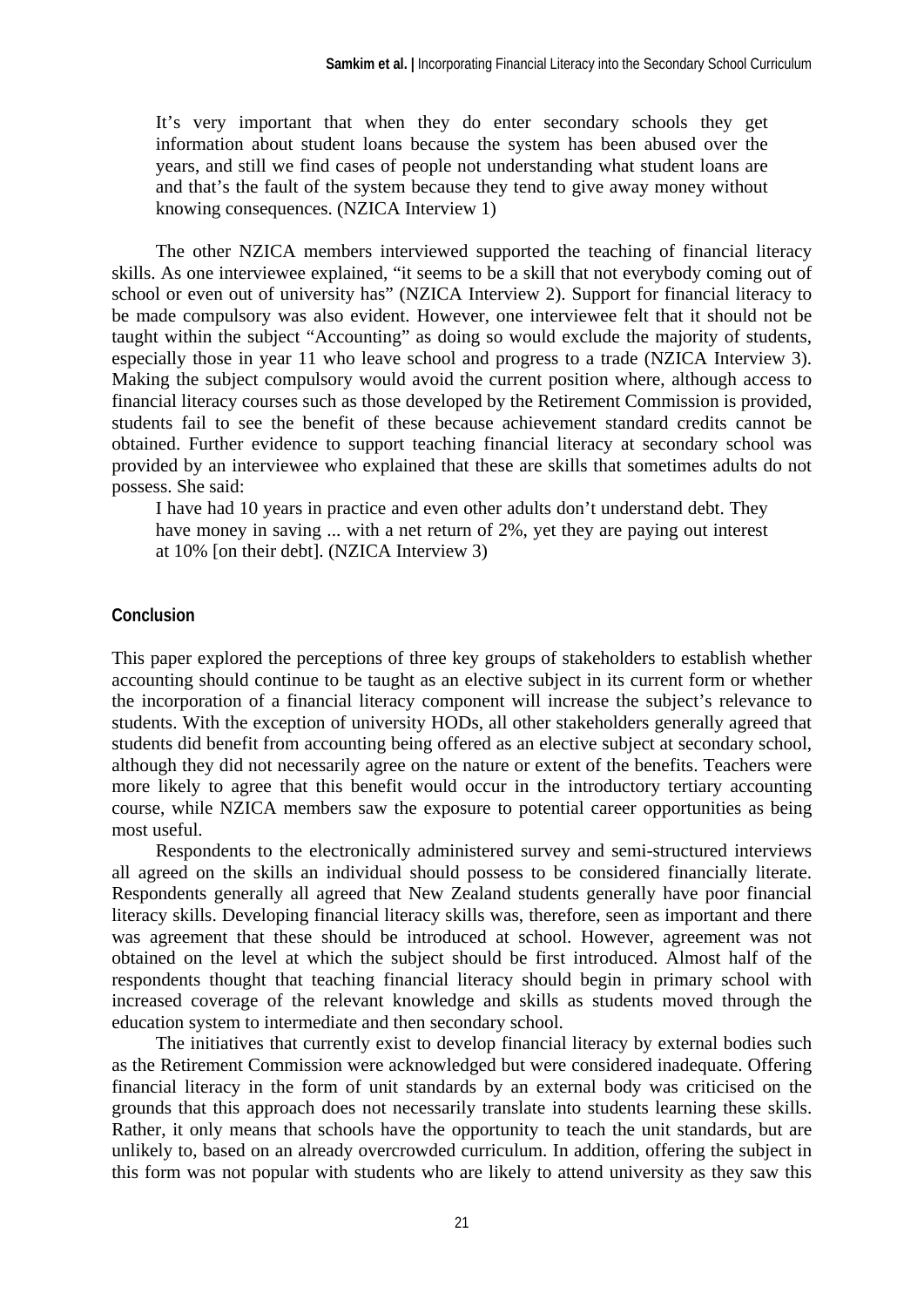> It's very important that when they do enter secondary schools they get information about student loans because the system has been abused over the years, and still we find cases of people not understanding what student loans are and that's the fault of the system because they tend to give away money without knowing consequences. (NZICA Interview 1)

The other NZICA members interviewed supported the teaching of financial literacy skills. As one interviewee explained, "it seems to be a skill that not everybody coming out of school or even out of university has" (NZICA Interview 2). Support for financial literacy to be made compulsory was also evident. However, one interviewee felt that it should not be taught within the subject "Accounting" as doing so would exclude the majority of students, especially those in year 11 who leave school and progress to a trade (NZICA Interview 3). Making the subject compulsory would avoid the current position where, although access to financial literacy courses such as those developed by the Retirement Commission is provided, students fail to see the benefit of these because achievement standard credits cannot be obtained. Further evidence to support teaching financial literacy at secondary school was provided by an interviewee who explained that these are skills that sometimes adults do not possess. She said:

> I have had 10 years in practice and even other adults don't understand debt. They have money in saving ... with a net return of 2%, yet they are paying out interest at 10% [on their debt]. (NZICA Interview 3)

## Conclusion

This paper explored the perceptions of three key groups of stakeholders to establish whether accounting should continue to be taught as an elective subject in its current form or whether the incorporation of a financial literacy component will increase the subject's relevance to students. With the exception of university HODs, all other stakeholders generally agreed that students did benefit from accounting being offered as an elective subject at secondary school, although they did not necessarily agree on the nature or extent of the benefits. Teachers were more likely to agree that this benefit would occur in the introductory tertiary accounting course, while NZICA members saw the exposure to potential career opportunities as being most useful.

Respondents to the electronically administered survey and semi-structured interviews all agreed on the skills an individual should possess to be considered financially literate. Respondents generally all agreed that New Zealand students generally have poor financial literacy skills. Developing financial literacy skills was, therefore, seen as important and there was agreement that these should be introduced at school. However, agreement was not obtained on the level at which the subject should be first introduced. Almost half of the respondents thought that teaching financial literacy should begin in primary school with increased coverage of the relevant knowledge and skills as students moved through the education system to intermediate and then secondary school.

The initiatives that currently exist to develop financial literacy by external bodies such as the Retirement Commission were acknowledged but were considered inadequate. Offering financial literacy in the form of unit standards by an external body was criticised on the grounds that this approach does not necessarily translate into students learning these skills. Rather, it only means that schools have the opportunity to teach the unit standards, but are unlikely to, based on an already overcrowded curriculum. In addition, offering the subject in this form was not popular with students who are likely to attend university as they saw this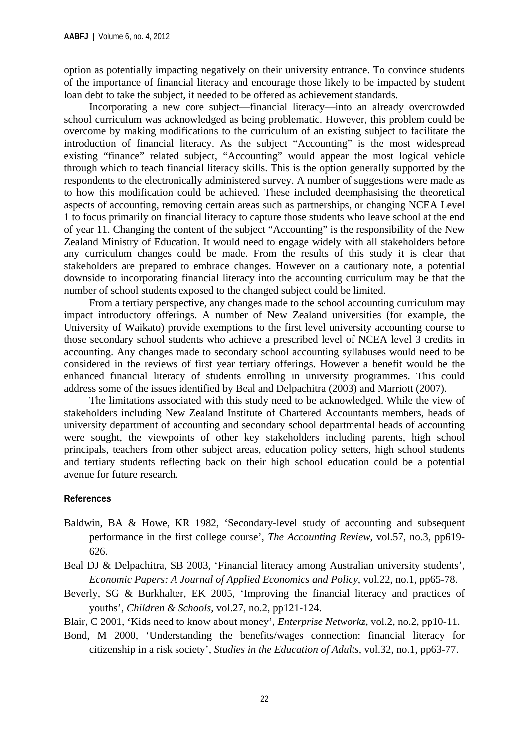option as potentially impacting negatively on their university entrance. To convince students of the importance of financial literacy and encourage those likely to be impacted by student loan debt to take the subject, it needed to be offered as achievement standards.

Incorporating a new core subject—financial literacy—into an already overcrowded school curriculum was acknowledged as being problematic. However, this problem could be overcome by making modifications to the curriculum of an existing subject to facilitate the introduction of financial literacy. As the subject "Accounting" is the most widespread existing "finance" related subject, "Accounting" would appear the most logical vehicle through which to teach financial literacy skills. This is the option generally supported by the respondents to the electronically administered survey. A number of suggestions were made as to how this modification could be achieved. These included deemphasising the theoretical aspects of accounting, removing certain areas such as partnerships, or changing NCEA Level 1 to focus primarily on financial literacy to capture those students who leave school at the end of year 11. Changing the content of the subject "Accounting" is the responsibility of the New Zealand Ministry of Education. It would need to engage widely with all stakeholders before any curriculum changes could be made. From the results of this study it is clear that stakeholders are prepared to embrace changes. However on a cautionary note, a potential downside to incorporating financial literacy into the accounting curriculum may be that the number of school students exposed to the changed subject could be limited.

From a tertiary perspective, any changes made to the school accounting curriculum may impact introductory offerings. A number of New Zealand universities (for example, the University of Waikato) provide exemptions to the first level university accounting course to those secondary school students who achieve a prescribed level of NCEA level 3 credits in accounting. Any changes made to secondary school accounting syllabuses would need to be considered in the reviews of first year tertiary offerings. However a benefit would be the enhanced financial literacy of students enrolling in university programmes. This could address some of the issues identified by Beal and Delpachitra (2003) and Marriott (2007).

The limitations associated with this study need to be acknowledged. While the view of stakeholders including New Zealand Institute of Chartered Accountants members, heads of university department of accounting and secondary school departmental heads of accounting were sought, the viewpoints of other key stakeholders including parents, high school principals, teachers from other subject areas, education policy setters, high school students and tertiary students reflecting back on their high school education could be a potential avenue for future research.

## References

Baldwin, BA & Howe, KR 1982, 'Secondary-level study of accounting and subsequent performance in the first college course', *The Accounting Review*, vol.57, no.3, pp619-626.

Beal DJ & Delpachitra, SB 2003, 'Financial literacy among Australian university students', *Economic Papers: A Journal of Applied Economics and Policy*, vol.22, no.1, pp65-78.

Beverly, SG & Burkhalter, EK 2005, 'Improving the financial literacy and practices of youths', *Children & Schools*, vol.27, no.2, pp121-124.

Blair, C 2001, 'Kids need to know about money', *Enterprise Networkz*, vol.2, no.2, pp10-11.

Bond, M 2000, 'Understanding the benefits/wages connection: financial literacy for citizenship in a risk society', *Studies in the Education of Adults*, vol.32, no.1, pp63-77.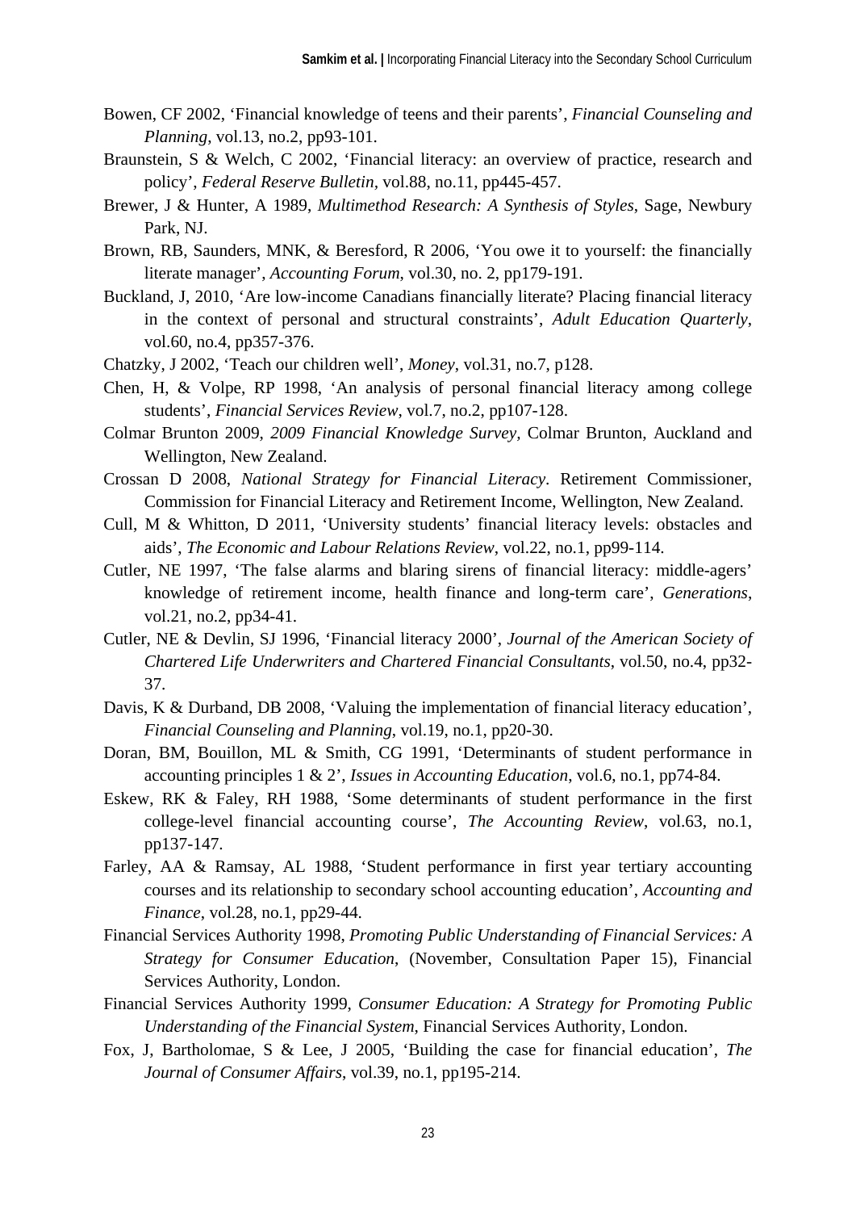Bowen, CF 2002, 'Financial knowledge of teens and their parents', *Financial Counseling and Planning*, vol.13, no.2, pp93-101.

Braunstein, S & Welch, C 2002, 'Financial literacy: an overview of practice, research and policy', *Federal Reserve Bulletin*, vol.88, no.11, pp445-457.

Brewer, J & Hunter, A 1989, *Multimethod Research: A Synthesis of Styles*, Sage, Newbury Park, NJ.

Brown, RB, Saunders, MNK, & Beresford, R 2006, 'You owe it to yourself: the financially literate manager', *Accounting Forum*, vol.30, no. 2, pp179-191.

Buckland, J, 2010, 'Are low-income Canadians financially literate? Placing financial literacy in the context of personal and structural constraints', *Adult Education Quarterly*, vol.60, no.4, pp357-376.

Chatzky, J 2002, 'Teach our children well', *Money*, vol.31, no.7, p128.

Chen, H, & Volpe, RP 1998, 'An analysis of personal financial literacy among college students', *Financial Services Review*, vol.7, no.2, pp107-128.

Colmar Brunton 2009, *2009 Financial Knowledge Survey*, Colmar Brunton, Auckland and Wellington, New Zealand.

Crossan D 2008, *National Strategy for Financial Literacy*. Retirement Commissioner, Commission for Financial Literacy and Retirement Income, Wellington, New Zealand.

Cull, M & Whitton, D 2011, 'University students' financial literacy levels: obstacles and aids', *The Economic and Labour Relations Review*, vol.22, no.1, pp99-114.

Cutler, NE 1997, 'The false alarms and blaring sirens of financial literacy: middle-agers' knowledge of retirement income, health finance and long-term care', *Generations*, vol.21, no.2, pp34-41.

Cutler, NE & Devlin, SJ 1996, 'Financial literacy 2000', *Journal of the American Society of Chartered Life Underwriters and Chartered Financial Consultants*, vol.50, no.4, pp32-37.

Davis, K & Durband, DB 2008, 'Valuing the implementation of financial literacy education', *Financial Counseling and Planning*, vol.19, no.1, pp20-30.

Doran, BM, Bouillon, ML & Smith, CG 1991, 'Determinants of student performance in accounting principles 1 & 2', *Issues in Accounting Education*, vol.6, no.1, pp74-84.

Eskew, RK & Faley, RH 1988, 'Some determinants of student performance in the first college-level financial accounting course', *The Accounting Review*, vol.63, no.1, pp137-147.

Farley, AA & Ramsay, AL 1988, 'Student performance in first year tertiary accounting courses and its relationship to secondary school accounting education', *Accounting and Finance*, vol.28, no.1, pp29-44.

Financial Services Authority 1998, *Promoting Public Understanding of Financial Services: A Strategy for Consumer Education*, (November, Consultation Paper 15), Financial Services Authority, London.

Financial Services Authority 1999, *Consumer Education: A Strategy for Promoting Public Understanding of the Financial System*, Financial Services Authority, London.

Fox, J, Bartholomae, S & Lee, J 2005, 'Building the case for financial education', *The Journal of Consumer Affairs*, vol.39, no.1, pp195-214.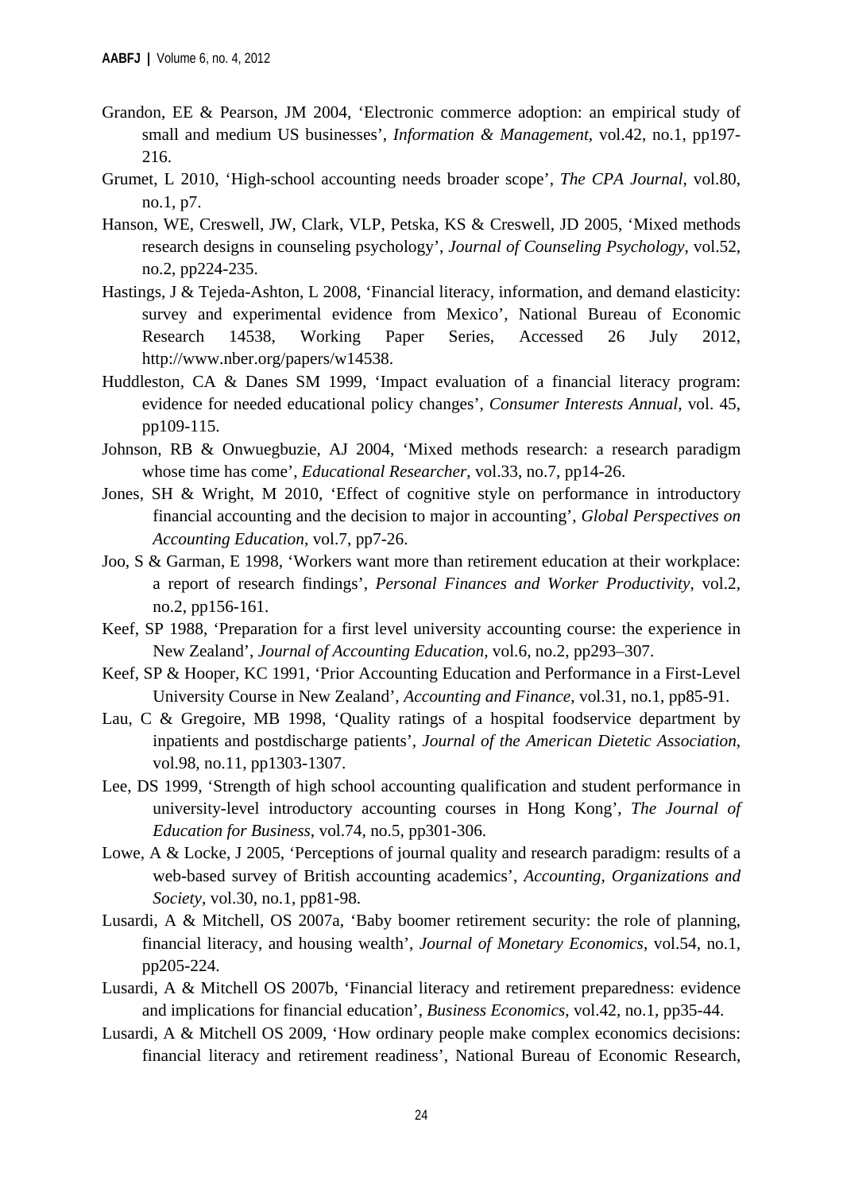Grandon, EE & Pearson, JM 2004, 'Electronic commerce adoption: an empirical study of small and medium US businesses', *Information & Management*, vol.42, no.1, pp197-216.

Grumet, L 2010, 'High-school accounting needs broader scope', *The CPA Journal*, vol.80, no.1, p7.

Hanson, WE, Creswell, JW, Clark, VLP, Petska, KS & Creswell, JD 2005, 'Mixed methods research designs in counseling psychology', *Journal of Counseling Psychology*, vol.52, no.2, pp224-235.

Hastings, J & Tejeda-Ashton, L 2008, 'Financial literacy, information, and demand elasticity: survey and experimental evidence from Mexico', National Bureau of Economic Research 14538, Working Paper Series, Accessed 26 July 2012, http://www.nber.org/papers/w14538.

Huddleston, CA & Danes SM 1999, 'Impact evaluation of a financial literacy program: evidence for needed educational policy changes', *Consumer Interests Annual*, vol. 45, pp109-115.

Johnson, RB & Onwuegbuzie, AJ 2004, 'Mixed methods research: a research paradigm whose time has come', *Educational Researcher*, vol.33, no.7, pp14-26.

Jones, SH & Wright, M 2010, 'Effect of cognitive style on performance in introductory financial accounting and the decision to major in accounting', *Global Perspectives on Accounting Education*, vol.7, pp7-26.

Joo, S & Garman, E 1998, 'Workers want more than retirement education at their workplace: a report of research findings', *Personal Finances and Worker Productivity*, vol.2, no.2, pp156-161.

Keef, SP 1988, 'Preparation for a first level university accounting course: the experience in New Zealand', *Journal of Accounting Education*, vol.6, no.2, pp293–307.

Keef, SP & Hooper, KC 1991, 'Prior Accounting Education and Performance in a First-Level University Course in New Zealand', *Accounting and Finance*, vol.31, no.1, pp85-91.

Lau, C & Gregoire, MB 1998, 'Quality ratings of a hospital foodservice department by inpatients and postdischarge patients', *Journal of the American Dietetic Association*, vol.98, no.11, pp1303-1307.

Lee, DS 1999, 'Strength of high school accounting qualification and student performance in university-level introductory accounting courses in Hong Kong', *The Journal of Education for Business*, vol.74, no.5, pp301-306.

Lowe, A & Locke, J 2005, 'Perceptions of journal quality and research paradigm: results of a web-based survey of British accounting academics', *Accounting, Organizations and Society*, vol.30, no.1, pp81-98.

Lusardi, A & Mitchell, OS 2007a, 'Baby boomer retirement security: the role of planning, financial literacy, and housing wealth', *Journal of Monetary Economics*, vol.54, no.1, pp205-224.

Lusardi, A & Mitchell OS 2007b, 'Financial literacy and retirement preparedness: evidence and implications for financial education', *Business Economics*, vol.42, no.1, pp35-44.

Lusardi, A & Mitchell OS 2009, 'How ordinary people make complex economics decisions: financial literacy and retirement readiness', National Bureau of Economic Research,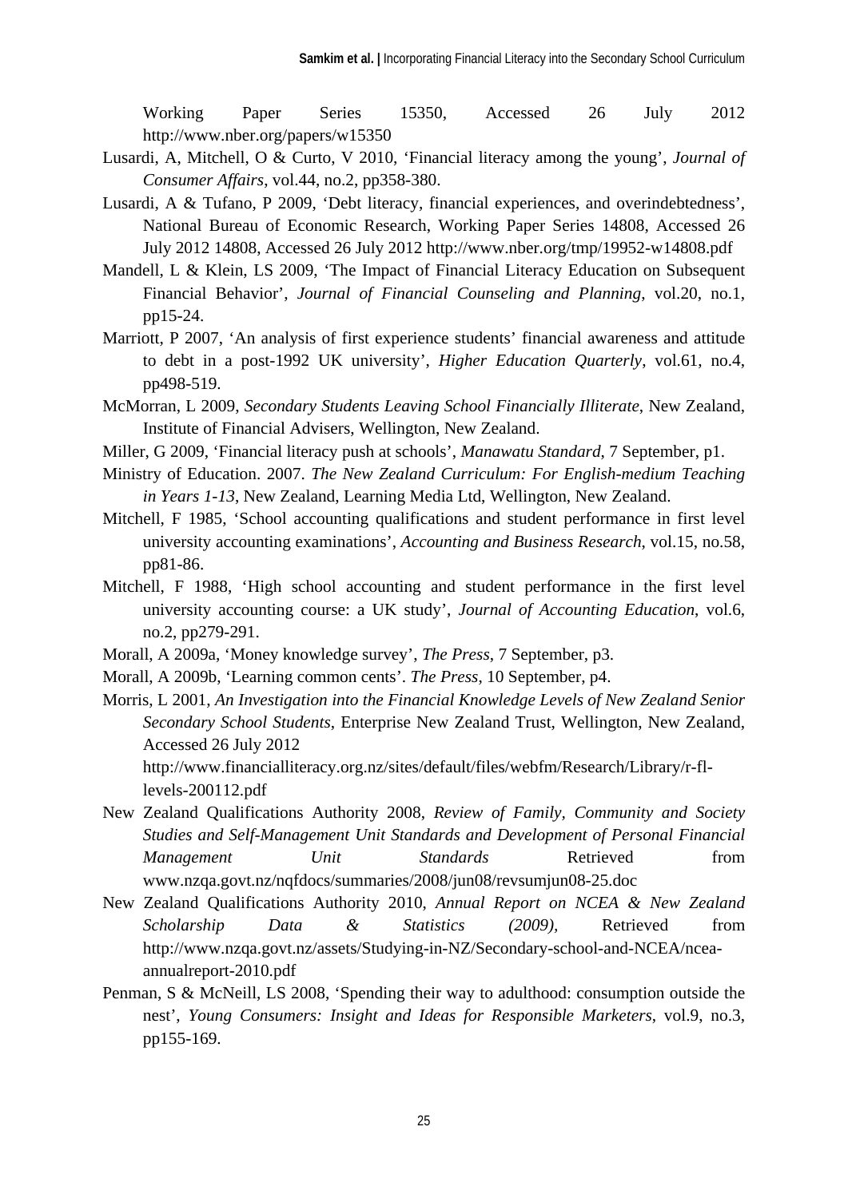Working Paper Series 15350, Accessed 26 July 2012 http://www.nber.org/papers/w15350

Lusardi, A, Mitchell, O & Curto, V 2010, 'Financial literacy among the young', *Journal of Consumer Affairs*, vol.44, no.2, pp358-380.

Lusardi, A & Tufano, P 2009, 'Debt literacy, financial experiences, and overindebtedness', National Bureau of Economic Research, Working Paper Series 14808, Accessed 26 July 2012 14808, Accessed 26 July 2012 http://www.nber.org/tmp/19952-w14808.pdf

Mandell, L & Klein, LS 2009, 'The Impact of Financial Literacy Education on Subsequent Financial Behavior', *Journal of Financial Counseling and Planning*, vol.20, no.1, pp15-24.

Marriott, P 2007, 'An analysis of first experience students' financial awareness and attitude to debt in a post-1992 UK university', *Higher Education Quarterly*, vol.61, no.4, pp498-519.

McMorran, L 2009, *Secondary Students Leaving School Financially Illiterate*, New Zealand, Institute of Financial Advisers, Wellington, New Zealand.

Miller, G 2009, 'Financial literacy push at schools', *Manawatu Standard*, 7 September, p1.

Ministry of Education. 2007. *The New Zealand Curriculum: For English-medium Teaching in Years 1-13*, New Zealand, Learning Media Ltd, Wellington, New Zealand.

Mitchell, F 1985, 'School accounting qualifications and student performance in first level university accounting examinations', *Accounting and Business Research*, vol.15, no.58, pp81-86.

Mitchell, F 1988, 'High school accounting and student performance in the first level university accounting course: a UK study', *Journal of Accounting Education*, vol.6, no.2, pp279-291.

Morall, A 2009a, 'Money knowledge survey', *The Press*, 7 September, p3.

Morall, A 2009b, 'Learning common cents'. *The Press*, 10 September, p4.

Morris, L 2001, *An Investigation into the Financial Knowledge Levels of New Zealand Senior Secondary School Students*, Enterprise New Zealand Trust, Wellington, New Zealand, Accessed 26 July 2012 http://www.financialliteracy.org.nz/sites/default/files/webfm/Research/Library/r-fl-levels-200112.pdf

New Zealand Qualifications Authority 2008, *Review of Family, Community and Society Studies and Self-Management Unit Standards and Development of Personal Financial Management Unit Standards* Retrieved from www.nzqa.govt.nz/nqfdocs/summaries/2008/jun08/revsumjun08-25.doc

New Zealand Qualifications Authority 2010, *Annual Report on NCEA & New Zealand Scholarship Data & Statistics (2009)*, Retrieved from http://www.nzqa.govt.nz/assets/Studying-in-NZ/Secondary-school-and-NCEA/ncea-annualreport-2010.pdf

Penman, S & McNeill, LS 2008, 'Spending their way to adulthood: consumption outside the nest', *Young Consumers: Insight and Ideas for Responsible Marketers*, vol.9, no.3, pp155-169.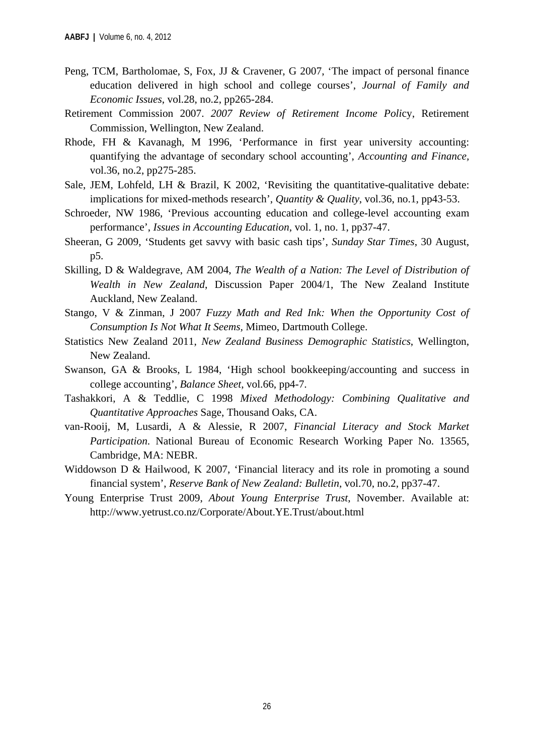Peng, TCM, Bartholomae, S, Fox, JJ & Cravener, G 2007, 'The impact of personal finance education delivered in high school and college courses', *Journal of Family and Economic Issues*, vol.28, no.2, pp265-284.

Retirement Commission 2007. *2007 Review of Retirement Income Poli*cy, Retirement Commission, Wellington, New Zealand.

Rhode, FH & Kavanagh, M 1996, 'Performance in first year university accounting: quantifying the advantage of secondary school accounting', *Accounting and Finance*, vol.36, no.2, pp275-285.

Sale, JEM, Lohfeld, LH & Brazil, K 2002, 'Revisiting the quantitative-qualitative debate: implications for mixed-methods research', *Quantity & Quality*, vol.36, no.1, pp43-53.

Schroeder, NW 1986, 'Previous accounting education and college-level accounting exam performance', *Issues in Accounting Education*, vol. 1, no. 1, pp37-47.

Sheeran, G 2009, 'Students get savvy with basic cash tips', *Sunday Star Times*, 30 August, p5.

Skilling, D & Waldegrave, AM 2004, *The Wealth of a Nation: The Level of Distribution of Wealth in New Zealand*, Discussion Paper 2004/1, The New Zealand Institute Auckland, New Zealand.

Stango, V & Zinman, J 2007 *Fuzzy Math and Red Ink: When the Opportunity Cost of Consumption Is Not What It Seems*, Mimeo, Dartmouth College.

Statistics New Zealand 2011, *New Zealand Business Demographic Statistics*, Wellington, New Zealand.

Swanson, GA & Brooks, L 1984, 'High school bookkeeping/accounting and success in college accounting', *Balance Sheet*, vol.66, pp4-7.

Tashakkori, A & Teddlie, C 1998 *Mixed Methodology: Combining Qualitative and Quantitative Approaches* Sage, Thousand Oaks, CA.

van-Rooij, M, Lusardi, A & Alessie, R 2007, *Financial Literacy and Stock Market Participation*. National Bureau of Economic Research Working Paper No. 13565, Cambridge, MA: NEBR.

Widdowson D & Hailwood, K 2007, 'Financial literacy and its role in promoting a sound financial system', *Reserve Bank of New Zealand: Bulletin*, vol.70, no.2, pp37-47.

Young Enterprise Trust 2009, *About Young Enterprise Trust*, November. Available at: http://www.yetrust.co.nz/Corporate/About.YE.Trust/about.html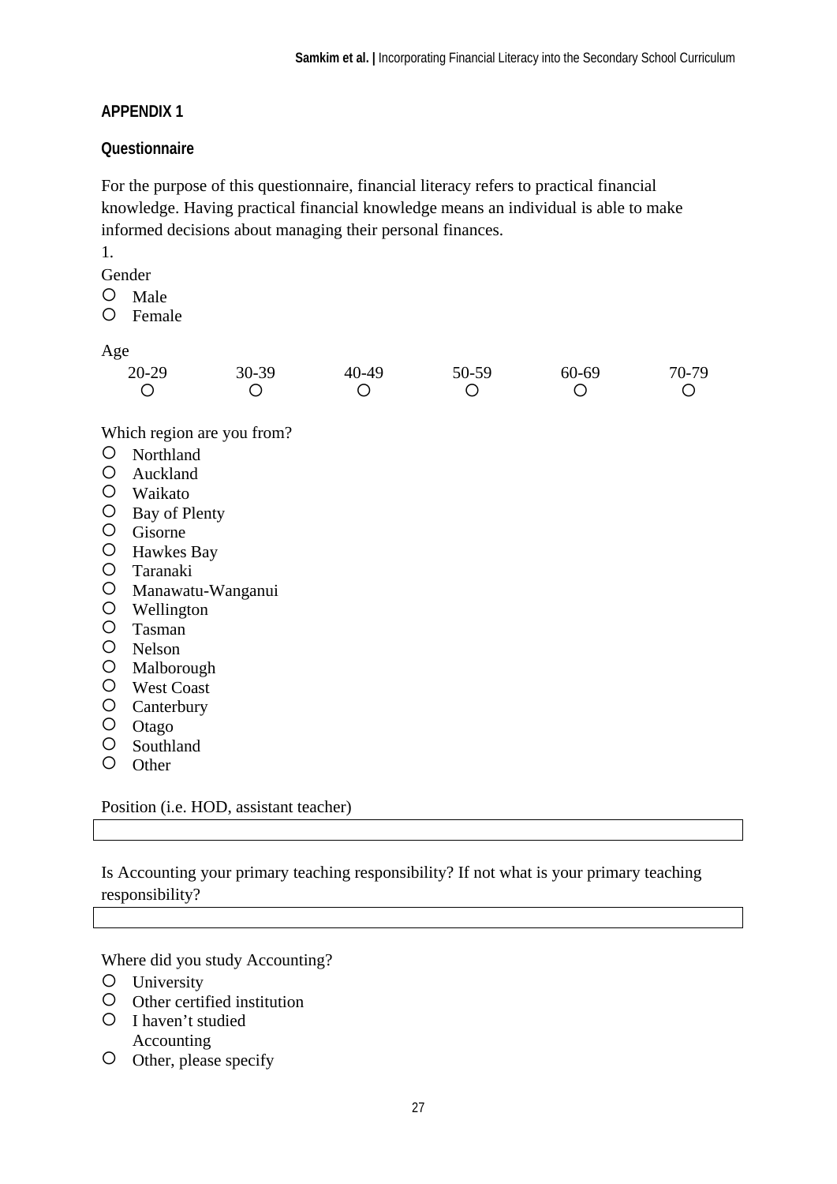**APPENDIX 1**

**Questionnaire**

For the purpose of this questionnaire, financial literacy refers to practical financial knowledge. Having practical financial knowledge means an individual is able to make informed decisions about managing their personal finances.

1.

Gender

- ○ Male
- ○ Female

Age

| 20-29 | 30-39 | 40-49 | 50-59 | 60-69 | 70-79 |
|---|---|---|---|---|---|
| ○ | ○ | ○ | ○ | ○ | ○ |

Which region are you from?

- ○ Northland
- ○ Auckland
- ○ Waikato
- ○ Bay of Plenty
- ○ Gisorne
- ○ Hawkes Bay
- ○ Taranaki
- ○ Manawatu-Wanganui
- ○ Wellington
- ○ Tasman
- ○ Nelson
- ○ Malborough
- ○ West Coast
- ○ Canterbury
- ○ Otago
- ○ Southland
- ○ Other

Position (i.e. HOD, assistant teacher)

| |
|---|

Is Accounting your primary teaching responsibility? If not what is your primary teaching responsibility?

| |
|---|

Where did you study Accounting?

- ○ University
- ○ Other certified institution
- ○ I haven't studied Accounting
- ○ Other, please specify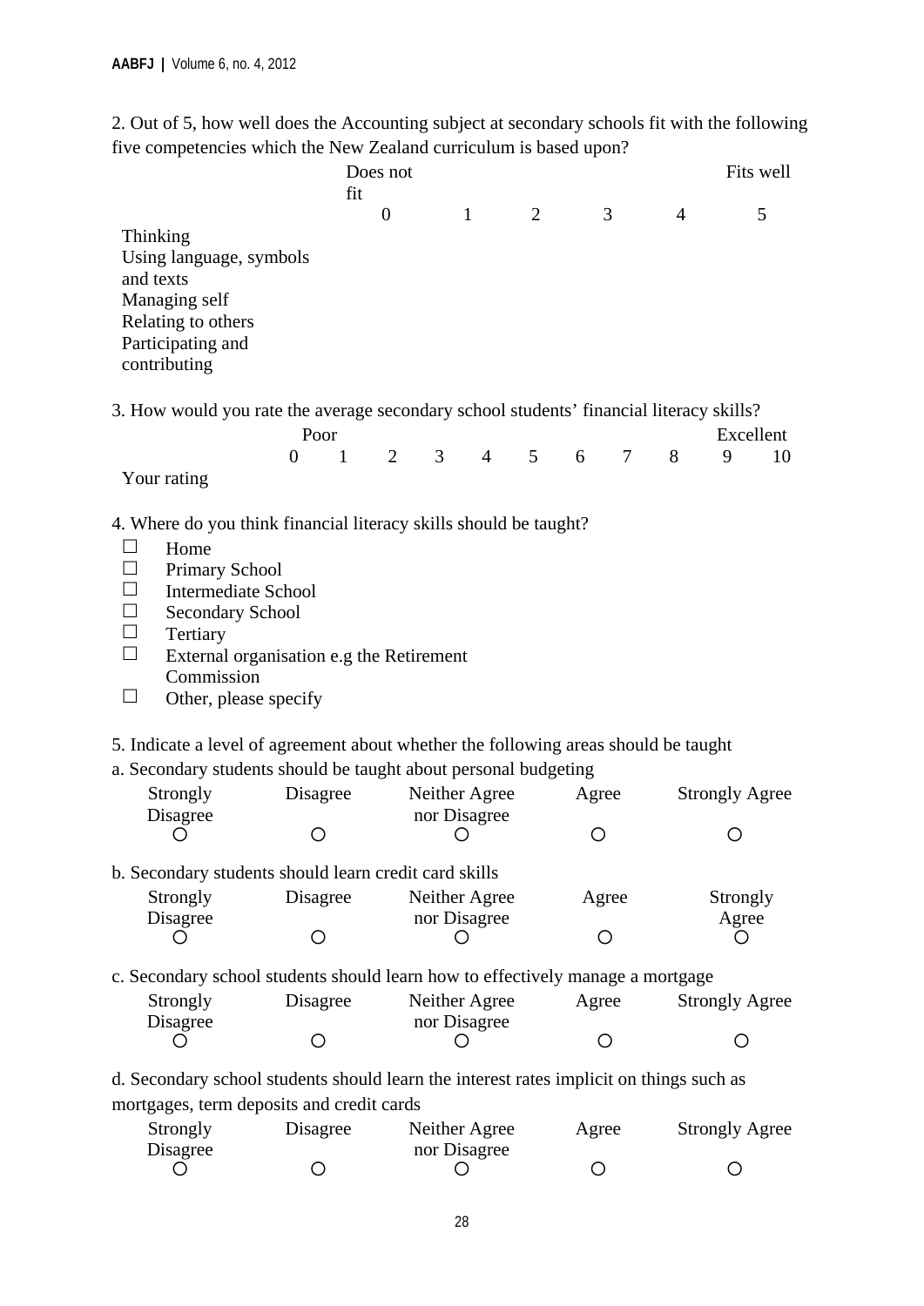2. Out of 5, how well does the Accounting subject at secondary schools fit with the following five competencies which the New Zealand curriculum is based upon?

| | Does not fit 0 | 1 | 2 | 3 | 4 | Fits well 5 |
|---|---|---|---|---|---|---|
| Thinking | | | | | | |
| Using language, symbols and texts | | | | | | |
| Managing self | | | | | | |
| Relating to others | | | | | | |
| Participating and contributing | | | | | | |

3. How would you rate the average secondary school students' financial literacy skills?

| | Poor 0 | 1 | 2 | 3 | 4 | 5 | 6 | 7 | 8 | 9 | Excellent 10 |
|---|---|---|---|---|---|---|---|---|---|---|---|
| Your rating | | | | | | | | | | | |

4. Where do you think financial literacy skills should be taught?

- ☐ Home
- ☐ Primary School
- ☐ Intermediate School
- ☐ Secondary School
- ☐ Tertiary
- ☐ External organisation e.g the Retirement Commission
- ☐ Other, please specify

5. Indicate a level of agreement about whether the following areas should be taught

a. Secondary students should be taught about personal budgeting

| Strongly Disagree | Disagree | Neither Agree nor Disagree | Agree | Strongly Agree |
|---|---|---|---|---|
| ○ | ○ | ○ | ○ | ○ |

b. Secondary students should learn credit card skills

| Strongly Disagree | Disagree | Neither Agree nor Disagree | Agree | Strongly Agree |
|---|---|---|---|---|
| ○ | ○ | ○ | ○ | ○ |

c. Secondary school students should learn how to effectively manage a mortgage

| Strongly Disagree | Disagree | Neither Agree nor Disagree | Agree | Strongly Agree |
|---|---|---|---|---|
| ○ | ○ | ○ | ○ | ○ |

d. Secondary school students should learn the interest rates implicit on things such as mortgages, term deposits and credit cards

| Strongly Disagree | Disagree | Neither Agree nor Disagree | Agree | Strongly Agree |
|---|---|---|---|---|
| ○ | ○ | ○ | ○ | ○ |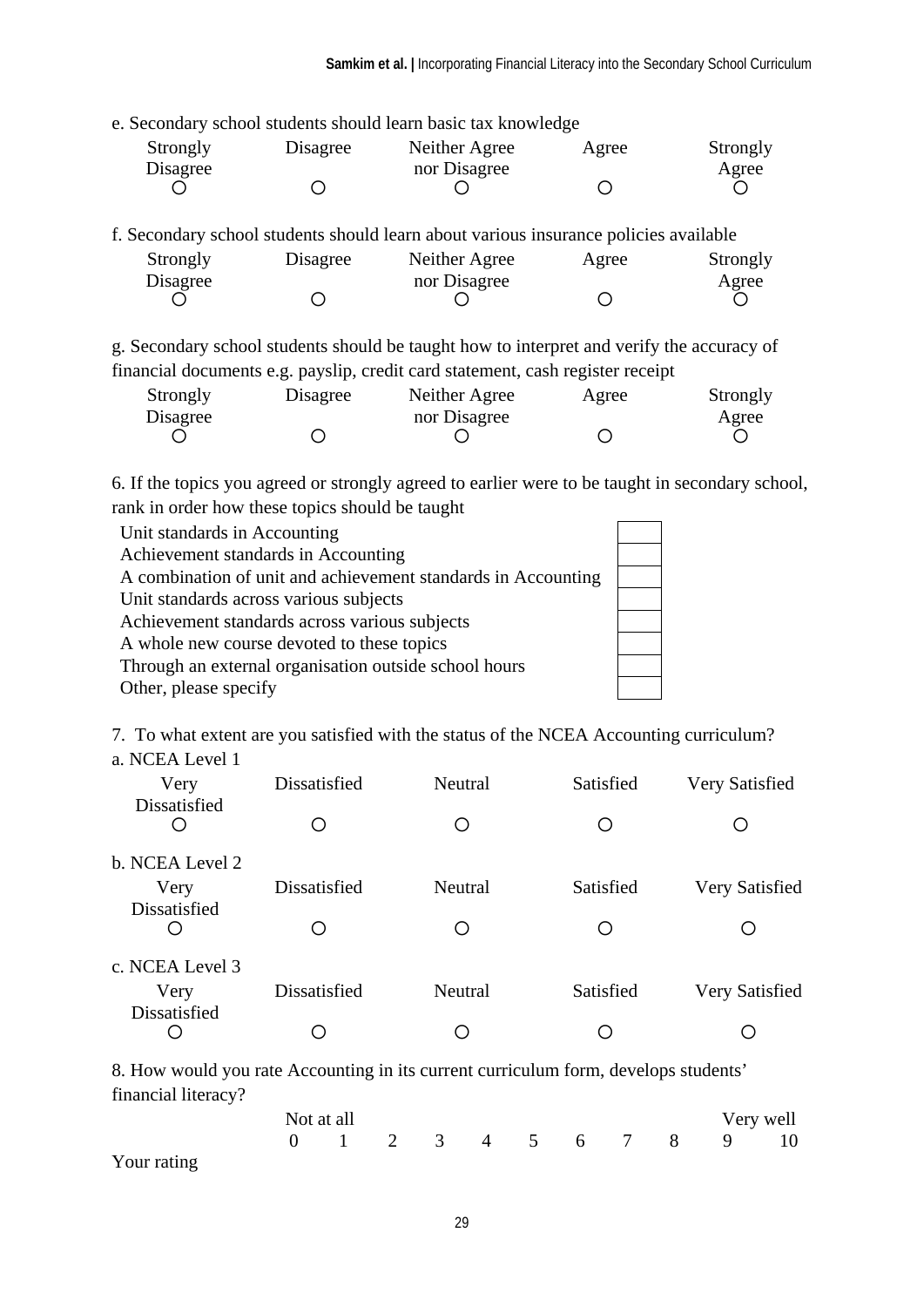e. Secondary school students should learn basic tax knowledge

| Strongly Disagree | Disagree | Neither Agree nor Disagree | Agree | Strongly Agree |
|---|---|---|---|---|
| ○ | ○ | ○ | ○ | ○ |

f. Secondary school students should learn about various insurance policies available

| Strongly Disagree | Disagree | Neither Agree nor Disagree | Agree | Strongly Agree |
|---|---|---|---|---|
| ○ | ○ | ○ | ○ | ○ |

g. Secondary school students should be taught how to interpret and verify the accuracy of financial documents e.g. payslip, credit card statement, cash register receipt

| Strongly Disagree | Disagree | Neither Agree nor Disagree | Agree | Strongly Agree |
|---|---|---|---|---|
| ○ | ○ | ○ | ○ | ○ |

6. If the topics you agreed or strongly agreed to earlier were to be taught in secondary school, rank in order how these topics should be taught

| | |
|---|---|
| Unit standards in Accounting | |
| Achievement standards in Accounting | |
| A combination of unit and achievement standards in Accounting | |
| Unit standards across various subjects | |
| Achievement standards across various subjects | |
| A whole new course devoted to these topics | |
| Through an external organisation outside school hours | |
| Other, please specify | |

7. To what extent are you satisfied with the status of the NCEA Accounting curriculum?

a. NCEA Level 1

| Very Dissatisfied | Dissatisfied | Neutral | Satisfied | Very Satisfied |
|---|---|---|---|---|
| ○ | ○ | ○ | ○ | ○ |

b. NCEA Level 2

| Very Dissatisfied | Dissatisfied | Neutral | Satisfied | Very Satisfied |
|---|---|---|---|---|
| ○ | ○ | ○ | ○ | ○ |

c. NCEA Level 3

| Very Dissatisfied | Dissatisfied | Neutral | Satisfied | Very Satisfied |
|---|---|---|---|---|
| ○ | ○ | ○ | ○ | ○ |

8. How would you rate Accounting in its current curriculum form, develops students' financial literacy?

| | Not at all | | | | | | | | | Very well | |
|---|---|---|---|---|---|---|---|---|---|---|---|
| | 0 | 1 | 2 | 3 | 4 | 5 | 6 | 7 | 8 | 9 | 10 |
| Your rating | | | | | | | | | | | |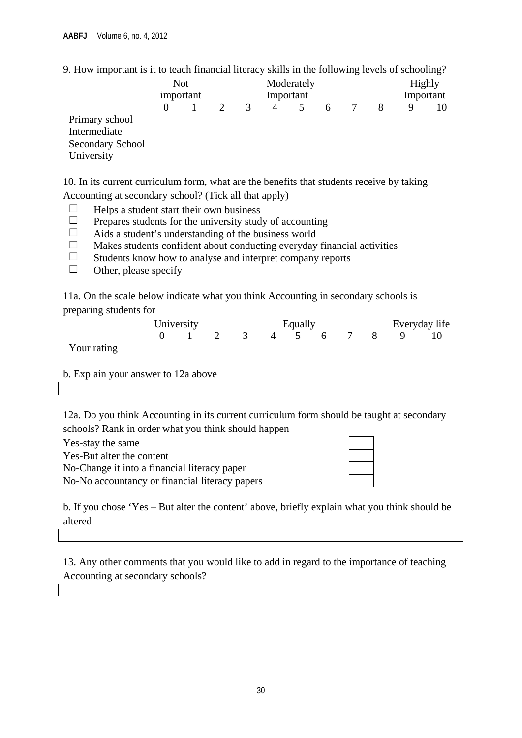9. How important is it to teach financial literacy skills in the following levels of schooling?

| | Not important 0 | 1 | 2 | 3 | Moderately Important 4 | 5 | 6 | 7 | 8 | Highly Important 9 | 10 |
|---|---|---|---|---|---|---|---|---|---|---|---|
| Primary school | | | | | | | | | | | |
| Intermediate | | | | | | | | | | | |
| Secondary School | | | | | | | | | | | |
| University | | | | | | | | | | | |

10. In its current curriculum form, what are the benefits that students receive by taking Accounting at secondary school? (Tick all that apply)

- ☐ Helps a student start their own business
- ☐ Prepares students for the university study of accounting
- ☐ Aids a student's understanding of the business world
- ☐ Makes students confident about conducting everyday financial activities
- ☐ Students know how to analyse and interpret company reports
- ☐ Other, please specify

11a. On the scale below indicate what you think Accounting in secondary schools is preparing students for

| | University 0 | 1 | 2 | 3 | 4 | Equally 5 | 6 | 7 | 8 | 9 | Everyday life 10 |
|---|---|---|---|---|---|---|---|---|---|---|---|
| Your rating | | | | | | | | | | | |

b. Explain your answer to 12a above

12a. Do you think Accounting in its current curriculum form should be taught at secondary schools? Rank in order what you think should happen

| | |
|---|---|
| Yes-stay the same | |
| Yes-But alter the content | |
| No-Change it into a financial literacy paper | |
| No-No accountancy or financial literacy papers | |

b. If you chose 'Yes – But alter the content' above, briefly explain what you think should be altered

13. Any other comments that you would like to add in regard to the importance of teaching Accounting at secondary schools?